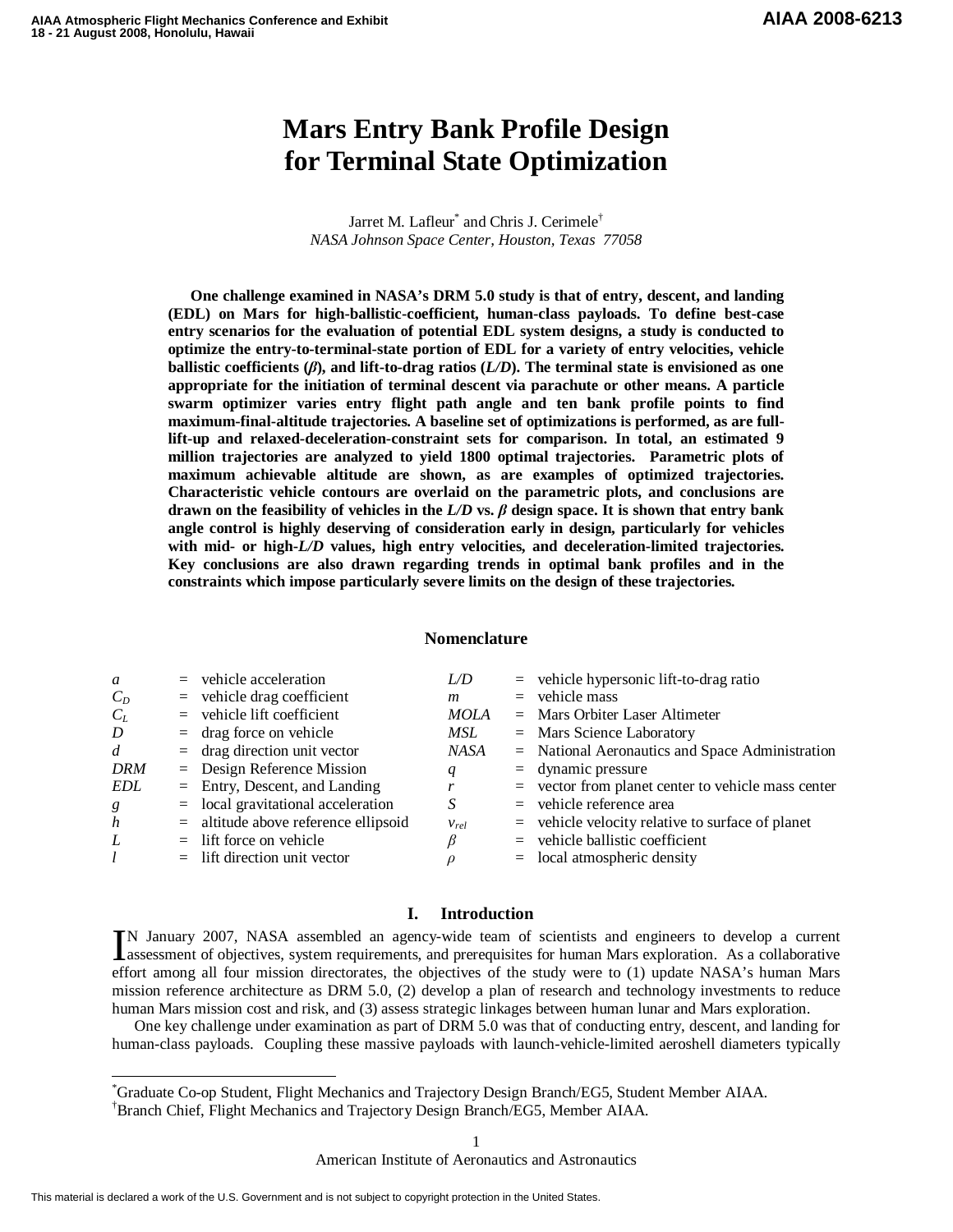# Mars Entry Bank Profile Design for Terminal State Optimization

Jarret M. Lafleur[*] and Chris J. Cerimele[†]
*NASA Johnson Space Center, Houston, Texas 77058*

**One challenge examined in NASA's DRM 5.0 study is that of entry, descent, and landing (EDL) on Mars for high-ballistic-coefficient, human-class payloads. To define best-case entry scenarios for the evaluation of potential EDL system designs, a study is conducted to optimize the entry-to-terminal-state portion of EDL for a variety of entry velocities, vehicle ballistic coefficients (*β*), and lift-to-drag ratios (*L/D*). The terminal state is envisioned as one appropriate for the initiation of terminal descent via parachute or other means. A particle swarm optimizer varies entry flight path angle and ten bank profile points to find maximum-final-altitude trajectories. A baseline set of optimizations is performed, as are full-lift-up and relaxed-deceleration-constraint sets for comparison. In total, an estimated 9 million trajectories are analyzed to yield 1800 optimal trajectories. Parametric plots of maximum achievable altitude are shown, as are examples of optimized trajectories. Characteristic vehicle contours are overlaid on the parametric plots, and conclusions are drawn on the feasibility of vehicles in the *L/D* vs. *β* design space. It is shown that entry bank angle control is highly deserving of consideration early in design, particularly for vehicles with mid- or high-*L/D* values, high entry velocities, and deceleration-limited trajectories. Key conclusions are also drawn regarding trends in optimal bank profiles and in the constraints which impose particularly severe limits on the design of these trajectories.**

## Nomenclature

| | | | | | |
|---|---|---|---|---|---|
| $a$ | = | vehicle acceleration | $L/D$ | = | vehicle hypersonic lift-to-drag ratio |
| $C_D$ | = | vehicle drag coefficient | $m$ | = | vehicle mass |
| $C_L$ | = | vehicle lift coefficient | *MOLA* | = | Mars Orbiter Laser Altimeter |
| $D$ | = | drag force on vehicle | *MSL* | = | Mars Science Laboratory |
| $d$ | = | drag direction unit vector | *NASA* | = | National Aeronautics and Space Administration |
| *DRM* | = | Design Reference Mission | $q$ | = | dynamic pressure |
| *EDL* | = | Entry, Descent, and Landing | $r$ | = | vector from planet center to vehicle mass center |
| $g$ | = | local gravitational acceleration | $S$ | = | vehicle reference area |
| $h$ | = | altitude above reference ellipsoid | $v_{rel}$ | = | vehicle velocity relative to surface of planet |
| $L$ | = | lift force on vehicle | $\beta$ | = | vehicle ballistic coefficient |
| $l$ | = | lift direction unit vector | $\rho$ | = | local atmospheric density |

## I. Introduction

In January 2007, NASA assembled an agency-wide team of scientists and engineers to develop a current assessment of objectives, system requirements, and prerequisites for human Mars exploration. As a collaborative effort among all four mission directorates, the objectives of the study were to (1) update NASA's human Mars mission reference architecture as DRM 5.0, (2) develop a plan of research and technology investments to reduce human Mars mission cost and risk, and (3) assess strategic linkages between human lunar and Mars exploration.

One key challenge under examination as part of DRM 5.0 was that of conducting entry, descent, and landing for human-class payloads. Coupling these massive payloads with launch-vehicle-limited aeroshell diameters typically

---

[*]Graduate Co-op Student, Flight Mechanics and Trajectory Design Branch/EG5, Student Member AIAA.
[†]Branch Chief, Flight Mechanics and Trajectory Design Branch/EG5, Member AIAA.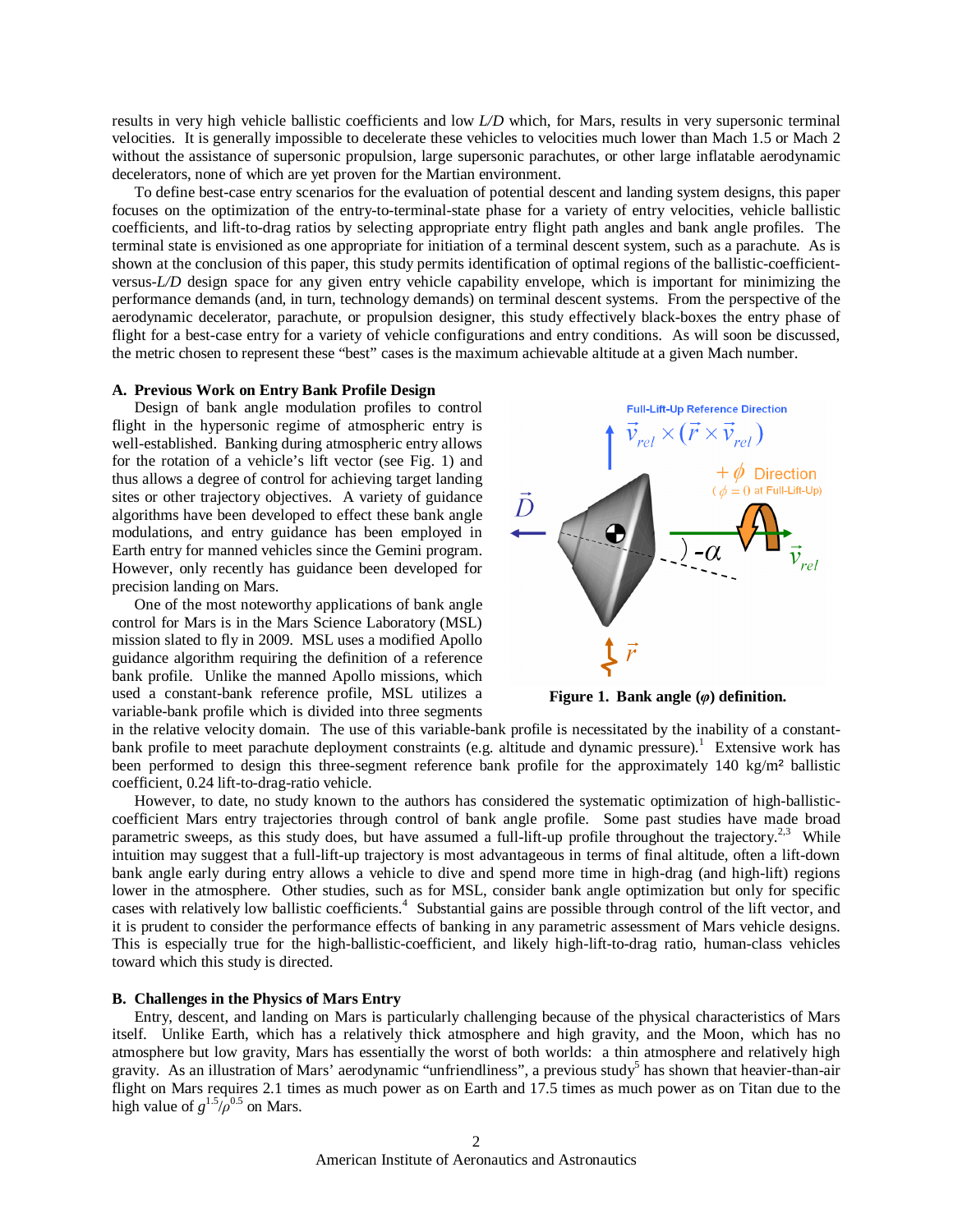results in very high vehicle ballistic coefficients and low *L/D* which, for Mars, results in very supersonic terminal velocities. It is generally impossible to decelerate these vehicles to velocities much lower than Mach 1.5 or Mach 2 without the assistance of supersonic propulsion, large supersonic parachutes, or other large inflatable aerodynamic decelerators, none of which are yet proven for the Martian environment.

To define best-case entry scenarios for the evaluation of potential descent and landing system designs, this paper focuses on the optimization of the entry-to-terminal-state phase for a variety of entry velocities, vehicle ballistic coefficients, and lift-to-drag ratios by selecting appropriate entry flight path angles and bank angle profiles. The terminal state is envisioned as one appropriate for initiation of a terminal descent system, such as a parachute. As is shown at the conclusion of this paper, this study permits identification of optimal regions of the ballistic-coefficient-versus-*L/D* design space for any given entry vehicle capability envelope, which is important for minimizing the performance demands (and, in turn, technology demands) on terminal descent systems. From the perspective of the aerodynamic decelerator, parachute, or propulsion designer, this study effectively black-boxes the entry phase of flight for a best-case entry for a variety of vehicle configurations and entry conditions. As will soon be discussed, the metric chosen to represent these "best" cases is the maximum achievable altitude at a given Mach number.

### A. Previous Work on Entry Bank Profile Design

Design of bank angle modulation profiles to control flight in the hypersonic regime of atmospheric entry is well-established. Banking during atmospheric entry allows for the rotation of a vehicle's lift vector (see Fig. 1) and thus allows a degree of control for achieving target landing sites or other trajectory objectives. A variety of guidance algorithms have been developed to effect these bank angle modulations, and entry guidance has been employed in Earth entry for manned vehicles since the Gemini program. However, only recently has guidance been developed for precision landing on Mars.

One of the most noteworthy applications of bank angle control for Mars is in the Mars Science Laboratory (MSL) mission slated to fly in 2009. MSL uses a modified Apollo guidance algorithm requiring the definition of a reference bank profile. Unlike the manned Apollo missions, which used a constant-bank reference profile, MSL utilizes a variable-bank profile which is divided into three segments in the relative velocity domain. The use of this variable-bank profile is necessitated by the inability of a constant-bank profile to meet parachute deployment constraints (e.g. altitude and dynamic pressure).[1] Extensive work has been performed to design this three-segment reference bank profile for the approximately 140 kg/m² ballistic coefficient, 0.24 lift-to-drag-ratio vehicle.

**Figure 1. Bank angle ($\varphi$) definition.**

However, to date, no study known to the authors has considered the systematic optimization of high-ballistic-coefficient Mars entry trajectories through control of bank angle profile. Some past studies have made broad parametric sweeps, as this study does, but have assumed a full-lift-up profile throughout the trajectory.[2,3] While intuition may suggest that a full-lift-up trajectory is most advantageous in terms of final altitude, often a lift-down bank angle early during entry allows a vehicle to dive and spend more time in high-drag (and high-lift) regions lower in the atmosphere. Other studies, such as for MSL, consider bank angle optimization but only for specific cases with relatively low ballistic coefficients.[4] Substantial gains are possible through control of the lift vector, and it is prudent to consider the performance effects of banking in any parametric assessment of Mars vehicle designs. This is especially true for the high-ballistic-coefficient, and likely high-lift-to-drag ratio, human-class vehicles toward which this study is directed.

### B. Challenges in the Physics of Mars Entry

Entry, descent, and landing on Mars is particularly challenging because of the physical characteristics of Mars itself. Unlike Earth, which has a relatively thick atmosphere and high gravity, and the Moon, which has no atmosphere but low gravity, Mars has essentially the worst of both worlds: a thin atmosphere and relatively high gravity. As an illustration of Mars' aerodynamic "unfriendliness", a previous study[5] has shown that heavier-than-air flight on Mars requires 2.1 times as much power as on Earth and 17.5 times as much power as on Titan due to the high value of $g^{1.5}/\rho^{0.5}$ on Mars.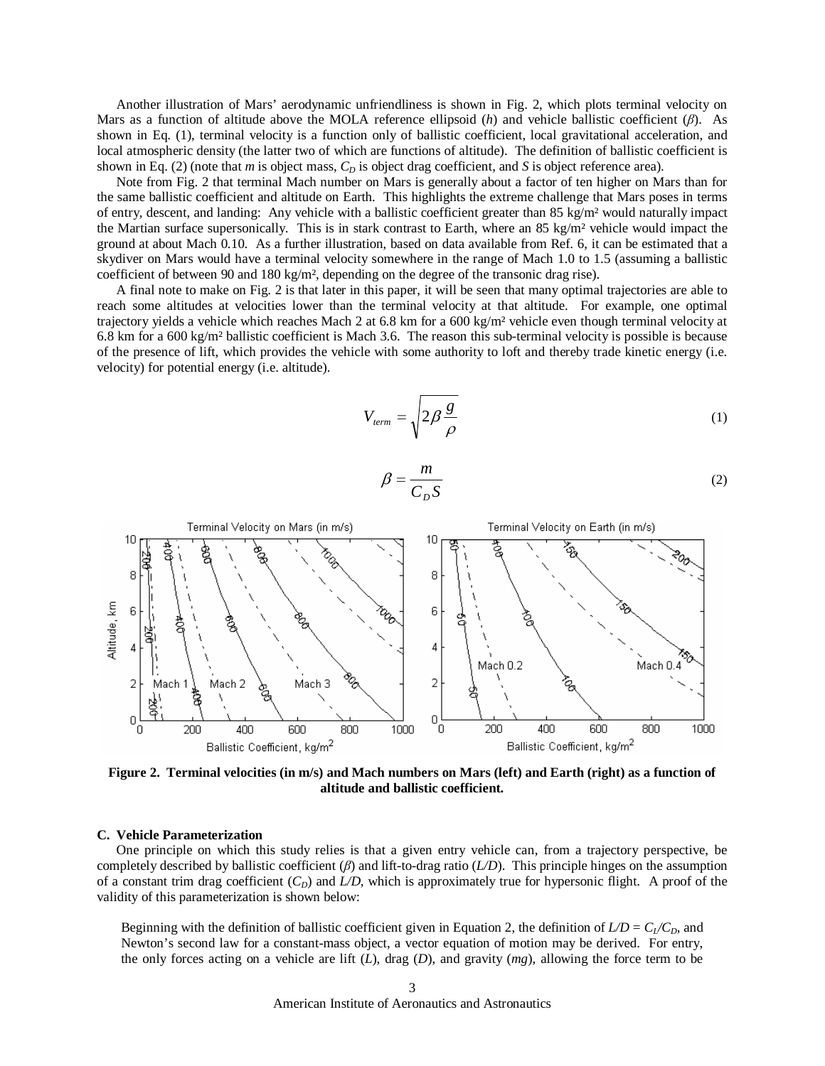Another illustration of Mars' aerodynamic unfriendliness is shown in Fig. 2, which plots terminal velocity on Mars as a function of altitude above the MOLA reference ellipsoid ($h$) and vehicle ballistic coefficient ($\beta$). As shown in Eq. (1), terminal velocity is a function only of ballistic coefficient, local gravitational acceleration, and local atmospheric density (the latter two of which are functions of altitude). The definition of ballistic coefficient is shown in Eq. (2) (note that $m$ is object mass, $C_D$ is object drag coefficient, and $S$ is object reference area).

Note from Fig. 2 that terminal Mach number on Mars is generally about a factor of ten higher on Mars than for the same ballistic coefficient and altitude on Earth. This highlights the extreme challenge that Mars poses in terms of entry, descent, and landing: Any vehicle with a ballistic coefficient greater than 85 kg/m² would naturally impact the Martian surface supersonically. This is in stark contrast to Earth, where an 85 kg/m² vehicle would impact the ground at about Mach 0.10. As a further illustration, based on data available from Ref. 6, it can be estimated that a skydiver on Mars would have a terminal velocity somewhere in the range of Mach 1.0 to 1.5 (assuming a ballistic coefficient of between 90 and 180 kg/m², depending on the degree of the transonic drag rise).

A final note to make on Fig. 2 is that later in this paper, it will be seen that many optimal trajectories are able to reach some altitudes at velocities lower than the terminal velocity at that altitude. For example, one optimal trajectory yields a vehicle which reaches Mach 2 at 6.8 km for a 600 kg/m² vehicle even though terminal velocity at 6.8 km for a 600 kg/m² ballistic coefficient is Mach 3.6. The reason this sub-terminal velocity is possible is because of the presence of lift, which provides the vehicle with some authority to loft and thereby trade kinetic energy (i.e. velocity) for potential energy (i.e. altitude).

$$V_{term} = \sqrt{2\beta \frac{g}{\rho}} \tag{1}$$

$$\beta = \frac{m}{C_D S} \tag{2}$$

**Figure 2. Terminal velocities (in m/s) and Mach numbers on Mars (left) and Earth (right) as a function of altitude and ballistic coefficient.**

### C. Vehicle Parameterization

One principle on which this study relies is that a given entry vehicle can, from a trajectory perspective, be completely described by ballistic coefficient ($\beta$) and lift-to-drag ratio ($L/D$). This principle hinges on the assumption of a constant trim drag coefficient ($C_D$) and $L/D$, which is approximately true for hypersonic flight. A proof of the validity of this parameterization is shown below:

> Beginning with the definition of ballistic coefficient given in Equation 2, the definition of $L/D = C_L/C_D$, and Newton's second law for a constant-mass object, a vector equation of motion may be derived. For entry, the only forces acting on a vehicle are lift ($L$), drag ($D$), and gravity ($mg$), allowing the force term to be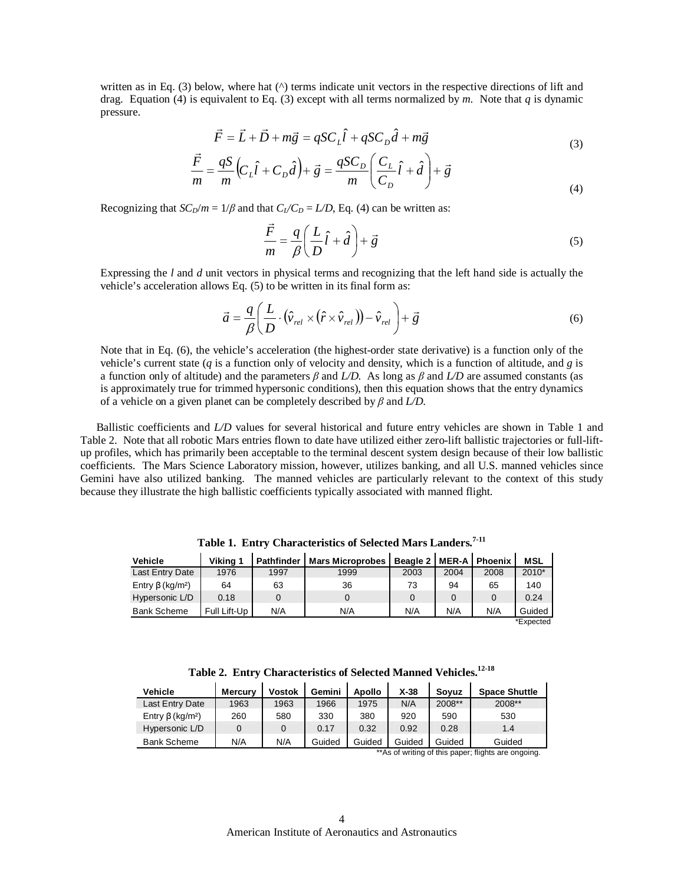written as in Eq. (3) below, where hat (^) terms indicate unit vectors in the respective directions of lift and drag. Equation (4) is equivalent to Eq. (3) except with all terms normalized by $m$. Note that $q$ is dynamic pressure.

$$\vec{F} = \vec{L} + \vec{D} + m\vec{g} = qSC_L\hat{l} + qSC_D\hat{d} + m\vec{g} \tag{3}$$

$$\frac{\vec{F}}{m} = \frac{qS}{m}\left(C_L\hat{l} + C_D\hat{d}\right) + \vec{g} = \frac{qSC_D}{m}\left(\frac{C_L}{C_D}\hat{l} + \hat{d}\right) + \vec{g} \tag{4}$$

Recognizing that $SC_D/m = 1/\beta$ and that $C_L/C_D = L/D$, Eq. (4) can be written as:

$$\frac{\vec{F}}{m} = \frac{q}{\beta}\left(\frac{L}{D}\hat{l} + \hat{d}\right) + \vec{g} \tag{5}$$

Expressing the $l$ and $d$ unit vectors in physical terms and recognizing that the left hand side is actually the vehicle's acceleration allows Eq. (5) to be written in its final form as:

$$\vec{a} = \frac{q}{\beta}\left(\frac{L}{D}\cdot\left(\hat{v}_{rel} \times \left(\hat{r} \times \hat{v}_{rel}\right)\right) - \hat{v}_{rel}\right) + \vec{g} \tag{6}$$

Note that in Eq. (6), the vehicle's acceleration (the highest-order state derivative) is a function only of the vehicle's current state ($q$ is a function only of velocity and density, which is a function of altitude, and $g$ is a function only of altitude) and the parameters $\beta$ and $L/D$. As long as $\beta$ and $L/D$ are assumed constants (as is approximately true for trimmed hypersonic conditions), then this equation shows that the entry dynamics of a vehicle on a given planet can be completely described by $\beta$ and $L/D$.

Ballistic coefficients and $L/D$ values for several historical and future entry vehicles are shown in Table 1 and Table 2. Note that all robotic Mars entries flown to date have utilized either zero-lift ballistic trajectories or full-lift-up profiles, which has primarily been acceptable to the terminal descent system design because of their low ballistic coefficients. The Mars Science Laboratory mission, however, utilizes banking, and all U.S. manned vehicles since Gemini have also utilized banking. The manned vehicles are particularly relevant to the context of this study because they illustrate the high ballistic coefficients typically associated with manned flight.

**Table 1. Entry Characteristics of Selected Mars Landers.[7-11]**

| Vehicle | Viking 1 | Pathfinder | Mars Microprobes | Beagle 2 | MER-A | Phoenix | MSL |
|---|---|---|---|---|---|---|---|
| Last Entry Date | 1976 | 1997 | 1999 | 2003 | 2004 | 2008 | 2010* |
| Entry $\beta$ (kg/m²) | 64 | 63 | 36 | 73 | 94 | 65 | 140 |
| Hypersonic L/D | 0.18 | 0 | 0 | 0 | 0 | 0 | 0.24 |
| Bank Scheme | Full Lift-Up | N/A | N/A | N/A | N/A | N/A | Guided |

*Expected

**Table 2. Entry Characteristics of Selected Manned Vehicles.[12-18]**

| Vehicle | Mercury | Vostok | Gemini | Apollo | X-38 | Soyuz | Space Shuttle |
|---|---|---|---|---|---|---|---|
| Last Entry Date | 1963 | 1963 | 1966 | 1975 | N/A | 2008** | 2008** |
| Entry $\beta$ (kg/m²) | 260 | 580 | 330 | 380 | 920 | 590 | 530 |
| Hypersonic L/D | 0 | 0 | 0.17 | 0.32 | 0.92 | 0.28 | 1.4 |
| Bank Scheme | N/A | N/A | Guided | Guided | Guided | Guided | Guided |

**As of writing of this paper; flights are ongoing.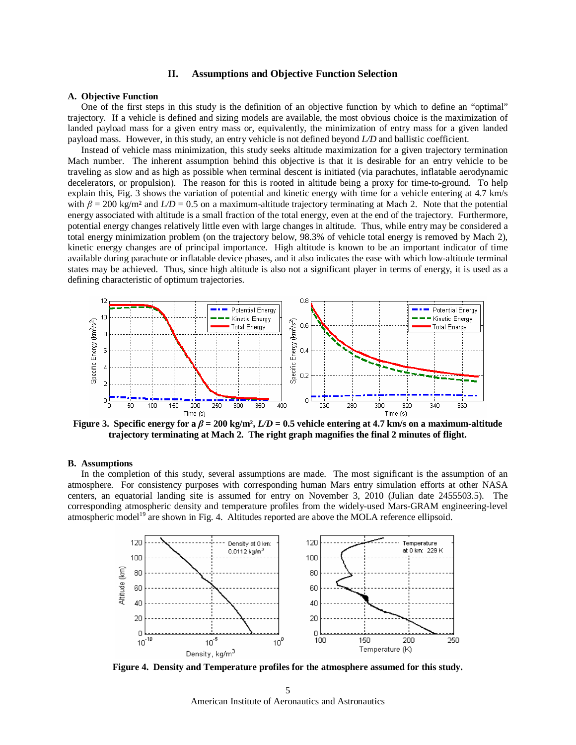## II. Assumptions and Objective Function Selection

### A. Objective Function

One of the first steps in this study is the definition of an objective function by which to define an "optimal" trajectory. If a vehicle is defined and sizing models are available, the most obvious choice is the maximization of landed payload mass for a given entry mass or, equivalently, the minimization of entry mass for a given landed payload mass. However, in this study, an entry vehicle is not defined beyond $L/D$ and ballistic coefficient.

Instead of vehicle mass minimization, this study seeks altitude maximization for a given trajectory termination Mach number. The inherent assumption behind this objective is that it is desirable for an entry vehicle to be traveling as slow and as high as possible when terminal descent is initiated (via parachutes, inflatable aerodynamic decelerators, or propulsion). The reason for this is rooted in altitude being a proxy for time-to-ground. To help explain this, Fig. 3 shows the variation of potential and kinetic energy with time for a vehicle entering at 4.7 km/s with $\beta$ = 200 kg/m² and $L/D$ = 0.5 on a maximum-altitude trajectory terminating at Mach 2. Note that the potential energy associated with altitude is a small fraction of the total energy, even at the end of the trajectory. Furthermore, potential energy changes relatively little even with large changes in altitude. Thus, while entry may be considered a total energy minimization problem (on the trajectory below, 98.3% of vehicle total energy is removed by Mach 2), kinetic energy changes are of principal importance. High altitude is known to be an important indicator of time available during parachute or inflatable device phases, and it also indicates the ease with which low-altitude terminal states may be achieved. Thus, since high altitude is also not a significant player in terms of energy, it is used as a defining characteristic of optimum trajectories.

**Figure 3. Specific energy for a $\beta$ = 200 kg/m², $L/D$ = 0.5 vehicle entering at 4.7 km/s on a maximum-altitude trajectory terminating at Mach 2. The right graph magnifies the final 2 minutes of flight.**

### B. Assumptions

In the completion of this study, several assumptions are made. The most significant is the assumption of an atmosphere. For consistency purposes with corresponding human Mars entry simulation efforts at other NASA centers, an equatorial landing site is assumed for entry on November 3, 2010 (Julian date 2455503.5). The corresponding atmospheric density and temperature profiles from the widely-used Mars-GRAM engineering-level atmospheric model[19] are shown in Fig. 4. Altitudes reported are above the MOLA reference ellipsoid.

**Figure 4. Density and Temperature profiles for the atmosphere assumed for this study.**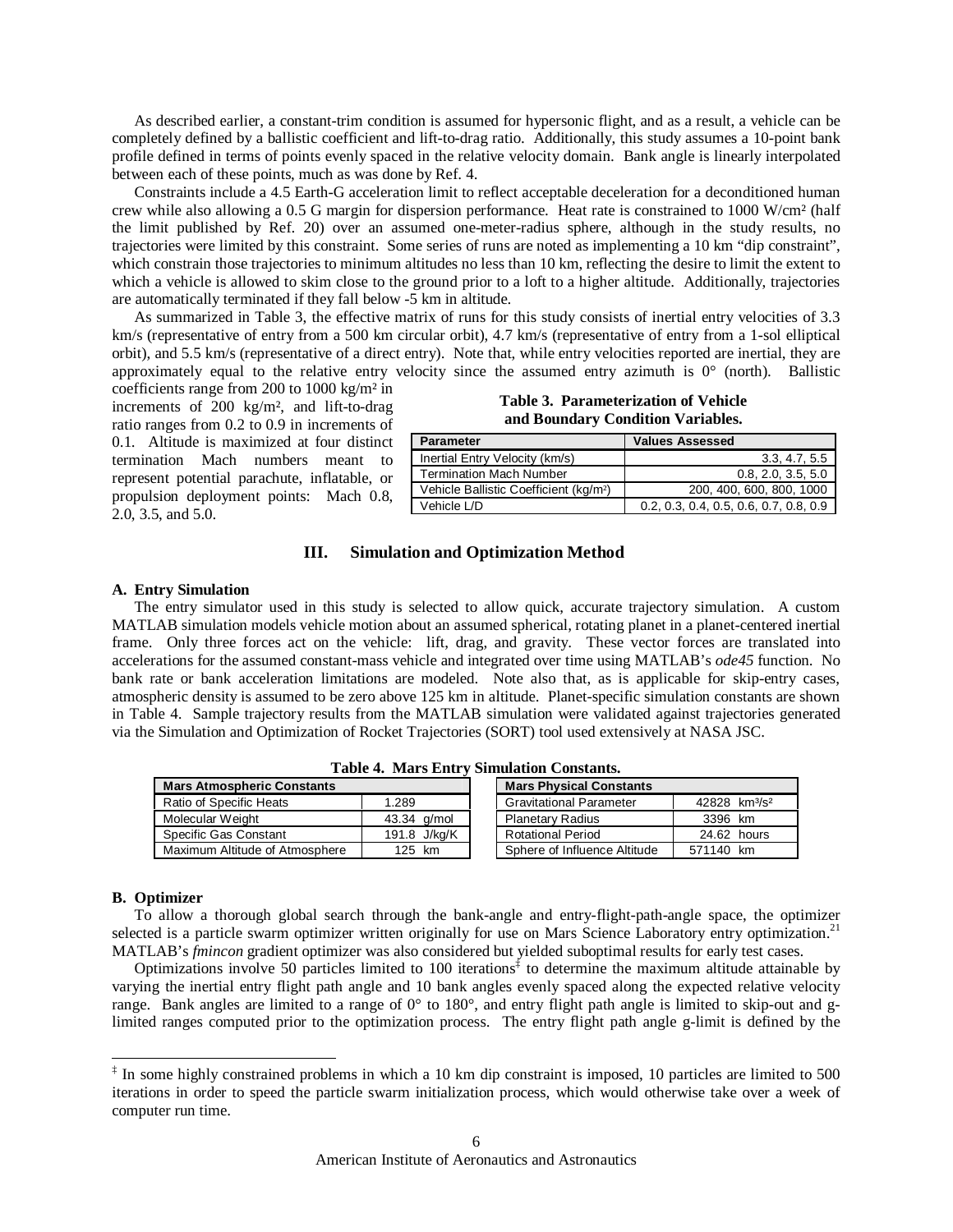As described earlier, a constant-trim condition is assumed for hypersonic flight, and as a result, a vehicle can be completely defined by a ballistic coefficient and lift-to-drag ratio. Additionally, this study assumes a 10-point bank profile defined in terms of points evenly spaced in the relative velocity domain. Bank angle is linearly interpolated between each of these points, much as was done by Ref. 4.

Constraints include a 4.5 Earth-G acceleration limit to reflect acceptable deceleration for a deconditioned human crew while also allowing a 0.5 G margin for dispersion performance. Heat rate is constrained to 1000 W/cm² (half the limit published by Ref. 20) over an assumed one-meter-radius sphere, although in the study results, no trajectories were limited by this constraint. Some series of runs are noted as implementing a 10 km "dip constraint", which constrain those trajectories to minimum altitudes no less than 10 km, reflecting the desire to limit the extent to which a vehicle is allowed to skim close to the ground prior to a loft to a higher altitude. Additionally, trajectories are automatically terminated if they fall below -5 km in altitude.

As summarized in Table 3, the effective matrix of runs for this study consists of inertial entry velocities of 3.3 km/s (representative of entry from a 500 km circular orbit), 4.7 km/s (representative of entry from a 1-sol elliptical orbit), and 5.5 km/s (representative of a direct entry). Note that, while entry velocities reported are inertial, they are approximately equal to the relative entry velocity since the assumed entry azimuth is 0° (north). Ballistic coefficients range from 200 to 1000 kg/m² in increments of 200 kg/m², and lift-to-drag ratio ranges from 0.2 to 0.9 in increments of 0.1. Altitude is maximized at four distinct termination Mach numbers meant to represent potential parachute, inflatable, or propulsion deployment points: Mach 0.8, 2.0, 3.5, and 5.0.

**Table 3. Parameterization of Vehicle and Boundary Condition Variables.**

| Parameter | Values Assessed |
|---|---|
| Inertial Entry Velocity (km/s) | 3.3, 4.7, 5.5 |
| Termination Mach Number | 0.8, 2.0, 3.5, 5.0 |
| Vehicle Ballistic Coefficient (kg/m²) | 200, 400, 600, 800, 1000 |
| Vehicle L/D | 0.2, 0.3, 0.4, 0.5, 0.6, 0.7, 0.8, 0.9 |

## III. Simulation and Optimization Method

### A. Entry Simulation

The entry simulator used in this study is selected to allow quick, accurate trajectory simulation. A custom MATLAB simulation models vehicle motion about an assumed spherical, rotating planet in a planet-centered inertial frame. Only three forces act on the vehicle: lift, drag, and gravity. These vector forces are translated into accelerations for the assumed constant-mass vehicle and integrated over time using MATLAB's *ode45* function. No bank rate or bank acceleration limitations are modeled. Note also that, as is applicable for skip-entry cases, atmospheric density is assumed to be zero above 125 km in altitude. Planet-specific simulation constants are shown in Table 4. Sample trajectory results from the MATLAB simulation were validated against trajectories generated via the Simulation and Optimization of Rocket Trajectories (SORT) tool used extensively at NASA JSC.

**Table 4. Mars Entry Simulation Constants.**

| Mars Atmospheric Constants | |
|---|---|
| Ratio of Specific Heats | 1.289 |
| Molecular Weight | 43.34 g/mol |
| Specific Gas Constant | 191.8 J/kg/K |
| Maximum Altitude of Atmosphere | 125 km |

| Mars Physical Constants | |
|---|---|
| Gravitational Parameter | 42828 km³/s² |
| Planetary Radius | 3396 km |
| Rotational Period | 24.62 hours |
| Sphere of Influence Altitude | 571140 km |

### B. Optimizer

To allow a thorough global search through the bank-angle and entry-flight-path-angle space, the optimizer selected is a particle swarm optimizer written originally for use on Mars Science Laboratory entry optimization.[21] MATLAB's *fmincon* gradient optimizer was also considered but yielded suboptimal results for early test cases.

Optimizations involve 50 particles limited to 100 iterations[‡] to determine the maximum altitude attainable by varying the inertial entry flight path angle and 10 bank angles evenly spaced along the expected relative velocity range. Bank angles are limited to a range of 0° to 180°, and entry flight path angle is limited to skip-out and g-limited ranges computed prior to the optimization process. The entry flight path angle g-limit is defined by the

[‡] In some highly constrained problems in which a 10 km dip constraint is imposed, 10 particles are limited to 500 iterations in order to speed the particle swarm initialization process, which would otherwise take over a week of computer run time.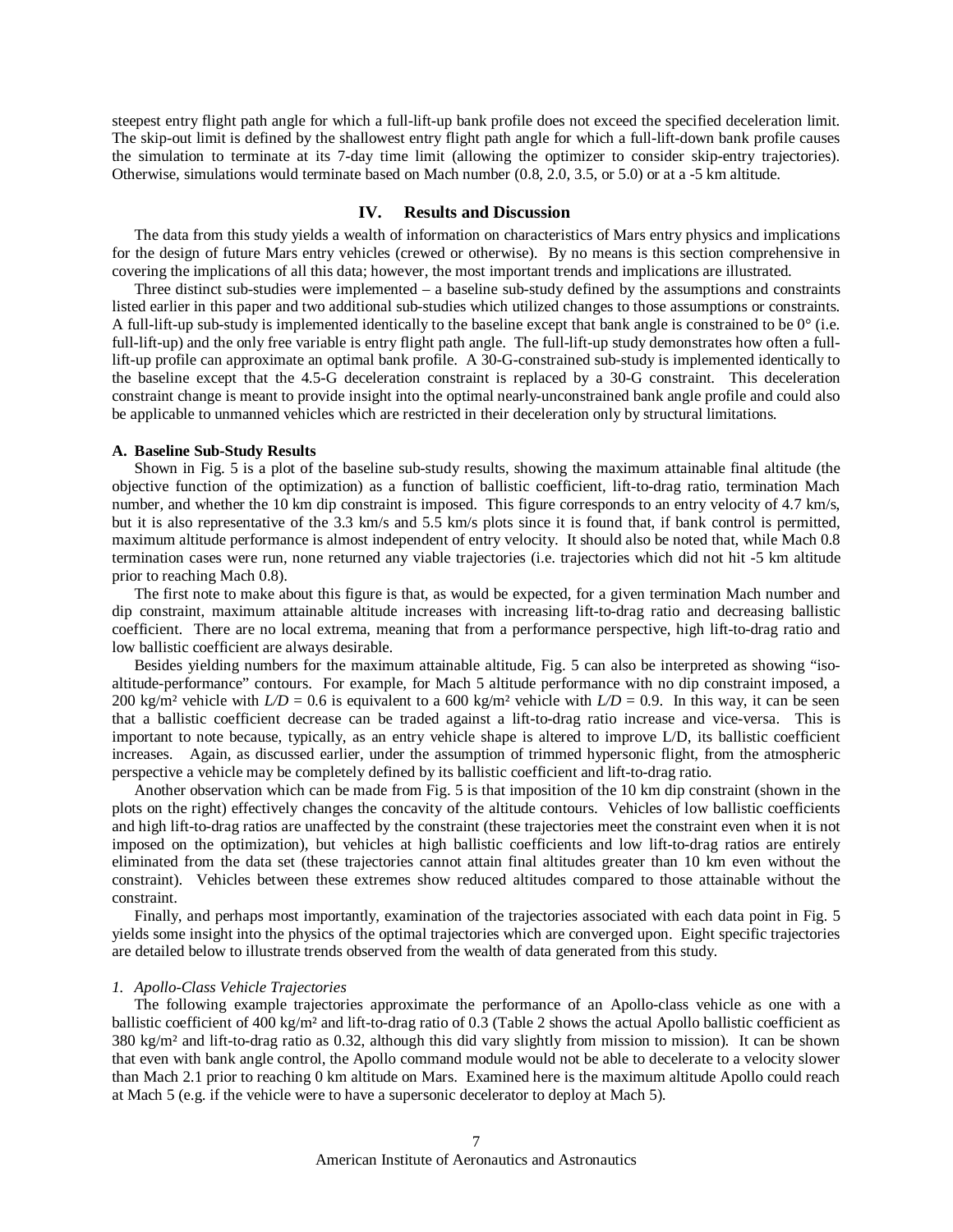steepest entry flight path angle for which a full-lift-up bank profile does not exceed the specified deceleration limit. The skip-out limit is defined by the shallowest entry flight path angle for which a full-lift-down bank profile causes the simulation to terminate at its 7-day time limit (allowing the optimizer to consider skip-entry trajectories). Otherwise, simulations would terminate based on Mach number (0.8, 2.0, 3.5, or 5.0) or at a -5 km altitude.

## IV. Results and Discussion

The data from this study yields a wealth of information on characteristics of Mars entry physics and implications for the design of future Mars entry vehicles (crewed or otherwise). By no means is this section comprehensive in covering the implications of all this data; however, the most important trends and implications are illustrated.

Three distinct sub-studies were implemented – a baseline sub-study defined by the assumptions and constraints listed earlier in this paper and two additional sub-studies which utilized changes to those assumptions or constraints. A full-lift-up sub-study is implemented identically to the baseline except that bank angle is constrained to be 0° (i.e. full-lift-up) and the only free variable is entry flight path angle. The full-lift-up study demonstrates how often a full-lift-up profile can approximate an optimal bank profile. A 30-G-constrained sub-study is implemented identically to the baseline except that the 4.5-G deceleration constraint is replaced by a 30-G constraint. This deceleration constraint change is meant to provide insight into the optimal nearly-unconstrained bank angle profile and could also be applicable to unmanned vehicles which are restricted in their deceleration only by structural limitations.

### A. Baseline Sub-Study Results

Shown in Fig. 5 is a plot of the baseline sub-study results, showing the maximum attainable final altitude (the objective function of the optimization) as a function of ballistic coefficient, lift-to-drag ratio, termination Mach number, and whether the 10 km dip constraint is imposed. This figure corresponds to an entry velocity of 4.7 km/s, but it is also representative of the 3.3 km/s and 5.5 km/s plots since it is found that, if bank control is permitted, maximum altitude performance is almost independent of entry velocity. It should also be noted that, while Mach 0.8 termination cases were run, none returned any viable trajectories (i.e. trajectories which did not hit -5 km altitude prior to reaching Mach 0.8).

The first note to make about this figure is that, as would be expected, for a given termination Mach number and dip constraint, maximum attainable altitude increases with increasing lift-to-drag ratio and decreasing ballistic coefficient. There are no local extrema, meaning that from a performance perspective, high lift-to-drag ratio and low ballistic coefficient are always desirable.

Besides yielding numbers for the maximum attainable altitude, Fig. 5 can also be interpreted as showing "iso-altitude-performance" contours. For example, for Mach 5 altitude performance with no dip constraint imposed, a 200 kg/m² vehicle with $L/D$ = 0.6 is equivalent to a 600 kg/m² vehicle with $L/D$ = 0.9. In this way, it can be seen that a ballistic coefficient decrease can be traded against a lift-to-drag ratio increase and vice-versa. This is important to note because, typically, as an entry vehicle shape is altered to improve L/D, its ballistic coefficient increases. Again, as discussed earlier, under the assumption of trimmed hypersonic flight, from the atmospheric perspective a vehicle may be completely defined by its ballistic coefficient and lift-to-drag ratio.

Another observation which can be made from Fig. 5 is that imposition of the 10 km dip constraint (shown in the plots on the right) effectively changes the concavity of the altitude contours. Vehicles of low ballistic coefficients and high lift-to-drag ratios are unaffected by the constraint (these trajectories meet the constraint even when it is not imposed on the optimization), but vehicles at high ballistic coefficients and low lift-to-drag ratios are entirely eliminated from the data set (these trajectories cannot attain final altitudes greater than 10 km even without the constraint). Vehicles between these extremes show reduced altitudes compared to those attainable without the constraint.

Finally, and perhaps most importantly, examination of the trajectories associated with each data point in Fig. 5 yields some insight into the physics of the optimal trajectories which are converged upon. Eight specific trajectories are detailed below to illustrate trends observed from the wealth of data generated from this study.

#### *1. Apollo-Class Vehicle Trajectories*

The following example trajectories approximate the performance of an Apollo-class vehicle as one with a ballistic coefficient of 400 kg/m² and lift-to-drag ratio of 0.3 (Table 2 shows the actual Apollo ballistic coefficient as 380 kg/m² and lift-to-drag ratio as 0.32, although this did vary slightly from mission to mission). It can be shown that even with bank angle control, the Apollo command module would not be able to decelerate to a velocity slower than Mach 2.1 prior to reaching 0 km altitude on Mars. Examined here is the maximum altitude Apollo could reach at Mach 5 (e.g. if the vehicle were to have a supersonic decelerator to deploy at Mach 5).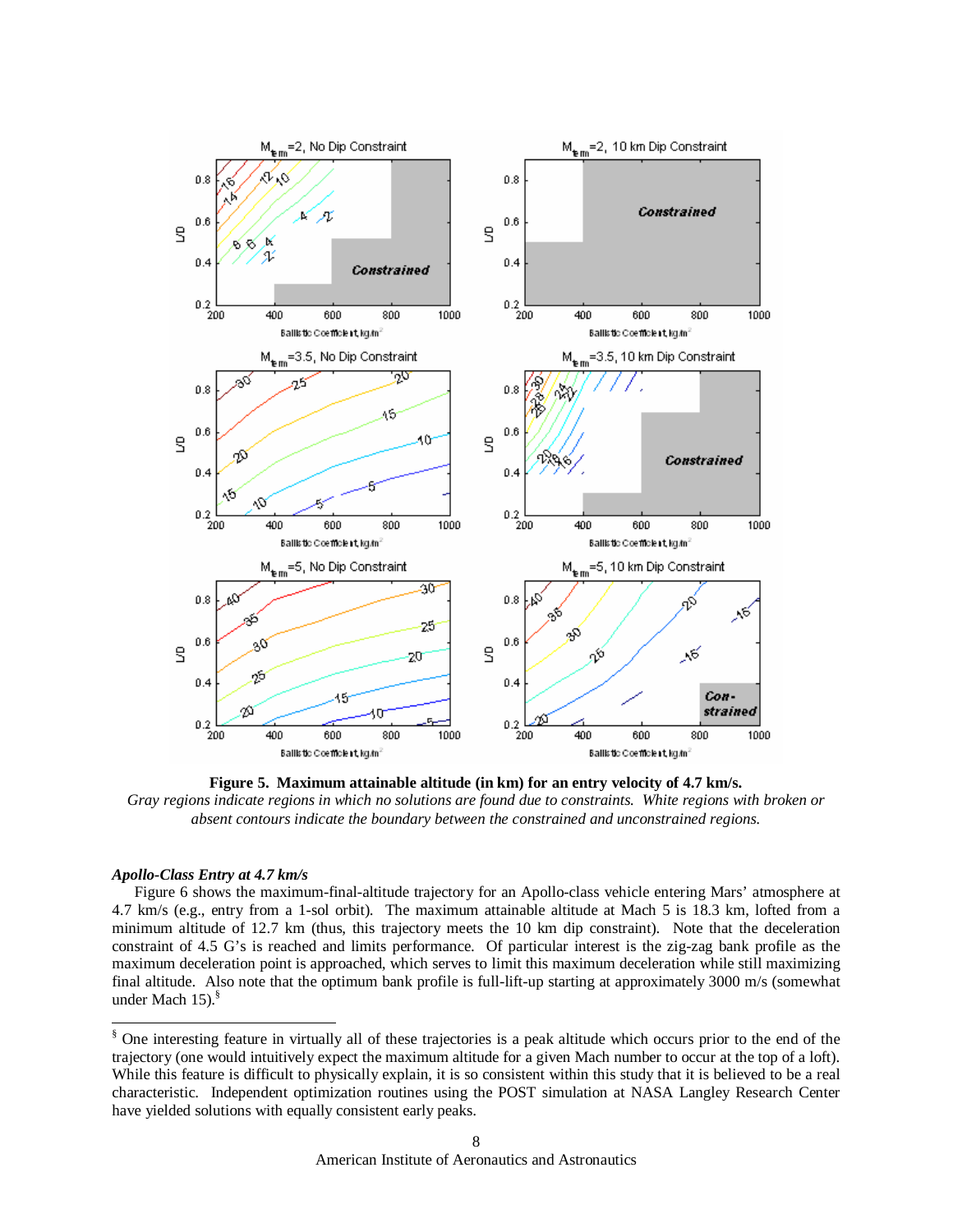**Figure 5. Maximum attainable altitude (in km) for an entry velocity of 4.7 km/s.**
*Gray regions indicate regions in which no solutions are found due to constraints. White regions with broken or absent contours indicate the boundary between the constrained and unconstrained regions.*

### *Apollo-Class Entry at 4.7 km/s*

Figure 6 shows the maximum-final-altitude trajectory for an Apollo-class vehicle entering Mars' atmosphere at 4.7 km/s (e.g., entry from a 1-sol orbit). The maximum attainable altitude at Mach 5 is 18.3 km, lofted from a minimum altitude of 12.7 km (thus, this trajectory meets the 10 km dip constraint). Note that the deceleration constraint of 4.5 G's is reached and limits performance. Of particular interest is the zig-zag bank profile as the maximum deceleration point is approached, which serves to limit this maximum deceleration while still maximizing final altitude. Also note that the optimum bank profile is full-lift-up starting at approximately 3000 m/s (somewhat under Mach 15).[§]

---

[§] One interesting feature in virtually all of these trajectories is a peak altitude which occurs prior to the end of the trajectory (one would intuitively expect the maximum altitude for a given Mach number to occur at the top of a loft). While this feature is difficult to physically explain, it is so consistent within this study that it is believed to be a real characteristic. Independent optimization routines using the POST simulation at NASA Langley Research Center have yielded solutions with equally consistent early peaks.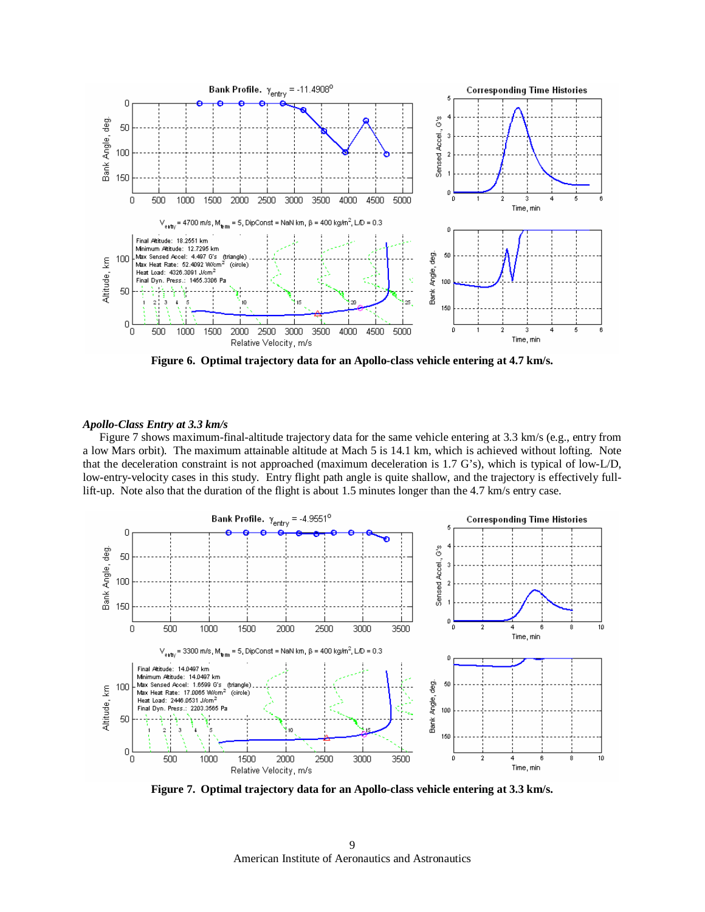**Figure 6. Optimal trajectory data for an Apollo-class vehicle entering at 4.7 km/s.**

### *Apollo-Class Entry at 3.3 km/s*

Figure 7 shows maximum-final-altitude trajectory data for the same vehicle entering at 3.3 km/s (e.g., entry from a low Mars orbit). The maximum attainable altitude at Mach 5 is 14.1 km, which is achieved without lofting. Note that the deceleration constraint is not approached (maximum deceleration is 1.7 G's), which is typical of low-L/D, low-entry-velocity cases in this study. Entry flight path angle is quite shallow, and the trajectory is effectively full-lift-up. Note also that the duration of the flight is about 1.5 minutes longer than the 4.7 km/s entry case.

**Figure 7. Optimal trajectory data for an Apollo-class vehicle entering at 3.3 km/s.**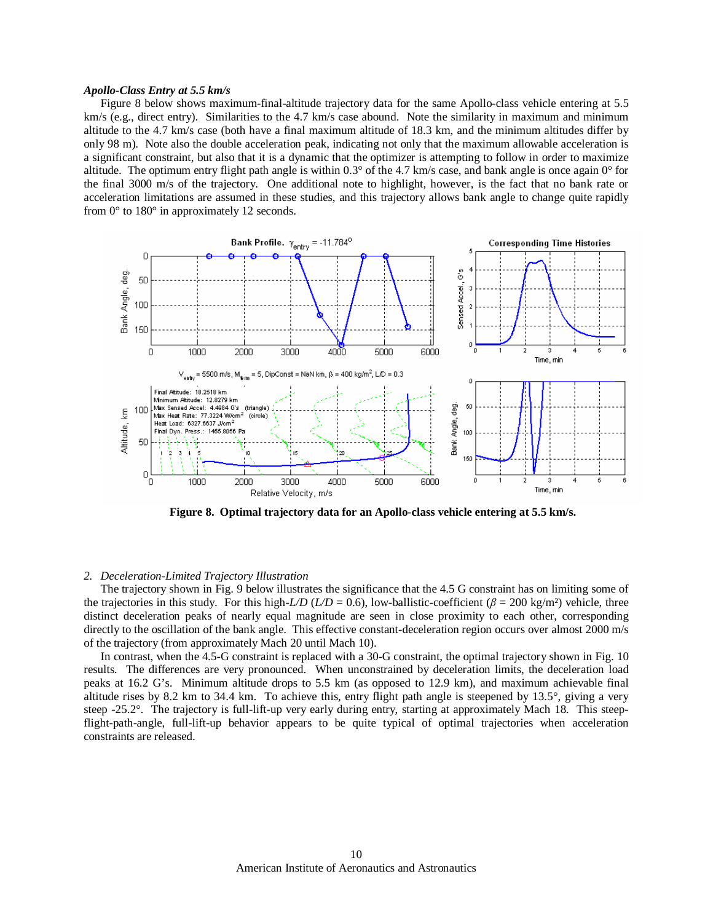***Apollo-Class Entry at 5.5 km/s***

Figure 8 below shows maximum-final-altitude trajectory data for the same Apollo-class vehicle entering at 5.5 km/s (e.g., direct entry). Similarities to the 4.7 km/s case abound. Note the similarity in maximum and minimum altitude to the 4.7 km/s case (both have a final maximum altitude of 18.3 km, and the minimum altitudes differ by only 98 m). Note also the double acceleration peak, indicating not only that the maximum allowable acceleration is a significant constraint, but also that it is a dynamic that the optimizer is attempting to follow in order to maximize altitude. The optimum entry flight path angle is within 0.3° of the 4.7 km/s case, and bank angle is once again 0° for the final 3000 m/s of the trajectory. One additional note to highlight, however, is the fact that no bank rate or acceleration limitations are assumed in these studies, and this trajectory allows bank angle to change quite rapidly from 0° to 180° in approximately 12 seconds.

**Figure 8. Optimal trajectory data for an Apollo-class vehicle entering at 5.5 km/s.**

*2. Deceleration-Limited Trajectory Illustration*

The trajectory shown in Fig. 9 below illustrates the significance that the 4.5 G constraint has on limiting some of the trajectories in this study. For this high-*L/D* (*L/D* = 0.6), low-ballistic-coefficient ($\beta$ = 200 kg/m²) vehicle, three distinct deceleration peaks of nearly equal magnitude are seen in close proximity to each other, corresponding directly to the oscillation of the bank angle. This effective constant-deceleration region occurs over almost 2000 m/s of the trajectory (from approximately Mach 20 until Mach 10).

In contrast, when the 4.5-G constraint is replaced with a 30-G constraint, the optimal trajectory shown in Fig. 10 results. The differences are very pronounced. When unconstrained by deceleration limits, the deceleration load peaks at 16.2 G's. Minimum altitude drops to 5.5 km (as opposed to 12.9 km), and maximum achievable final altitude rises by 8.2 km to 34.4 km. To achieve this, entry flight path angle is steepened by 13.5°, giving a very steep -25.2°. The trajectory is full-lift-up very early during entry, starting at approximately Mach 18. This steep-flight-path-angle, full-lift-up behavior appears to be quite typical of optimal trajectories when acceleration constraints are released.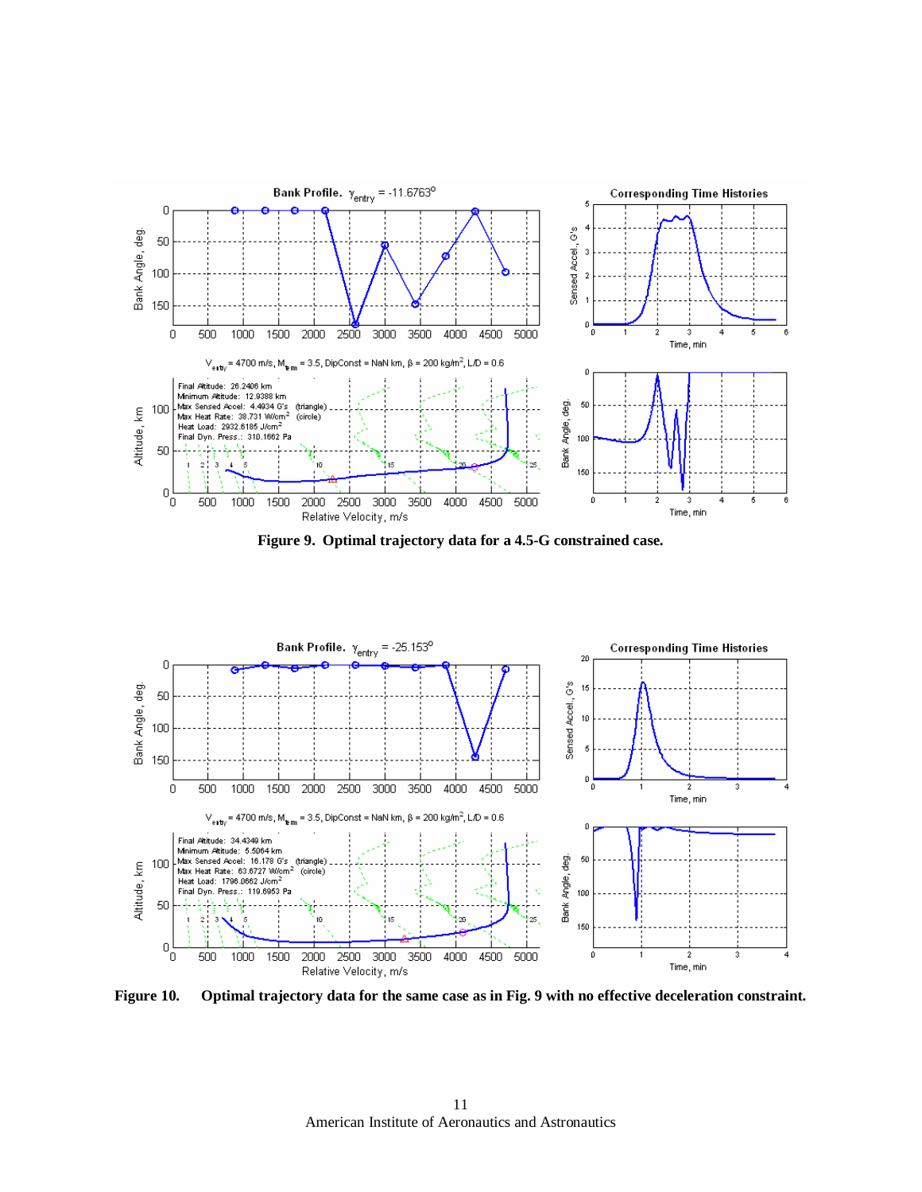**Figure 9. Optimal trajectory data for a 4.5-G constrained case.**

**Figure 10. Optimal trajectory data for the same case as in Fig. 9 with no effective deceleration constraint.**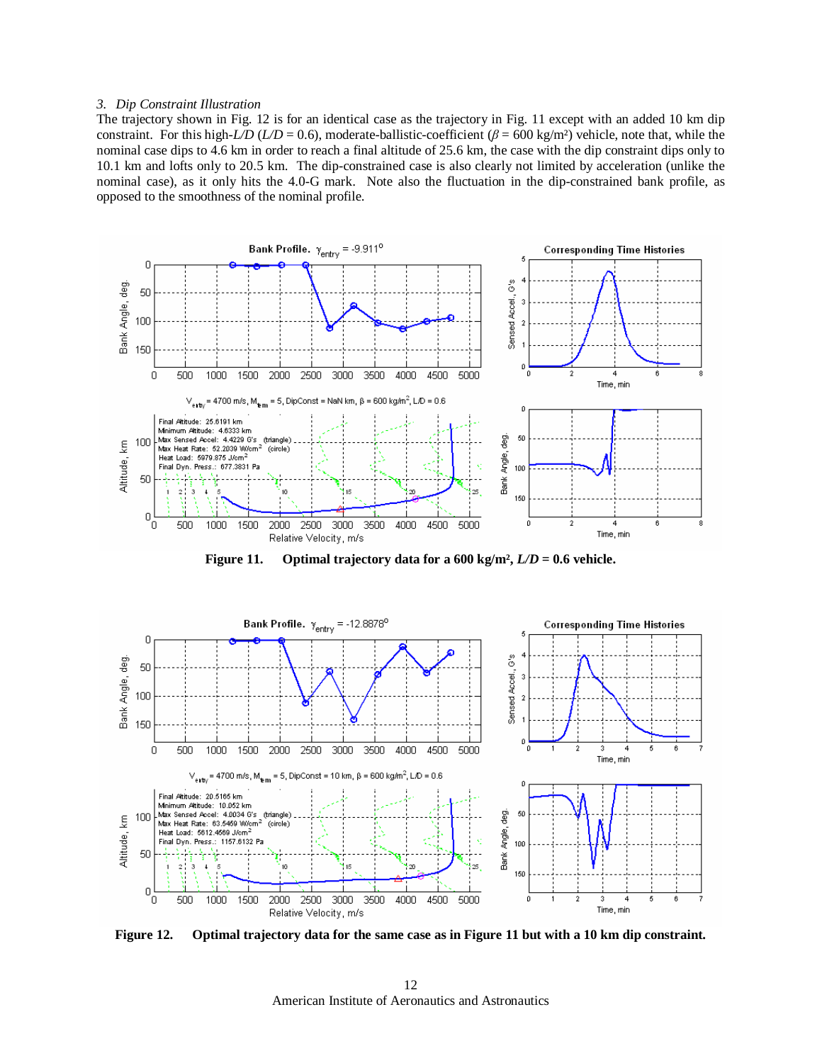### 3. Dip Constraint Illustration

The trajectory shown in Fig. 12 is for an identical case as the trajectory in Fig. 11 except with an added 10 km dip constraint. For this high-*L/D* (*L/D* = 0.6), moderate-ballistic-coefficient ($\beta$ = 600 kg/m²) vehicle, note that, while the nominal case dips to 4.6 km in order to reach a final altitude of 25.6 km, the case with the dip constraint dips only to 10.1 km and lofts only to 20.5 km. The dip-constrained case is also clearly not limited by acceleration (unlike the nominal case), as it only hits the 4.0-G mark. Note also the fluctuation in the dip-constrained bank profile, as opposed to the smoothness of the nominal profile.

**Figure 11. Optimal trajectory data for a 600 kg/m², *L/D* = 0.6 vehicle.**

**Figure 12. Optimal trajectory data for the same case as in Figure 11 but with a 10 km dip constraint.**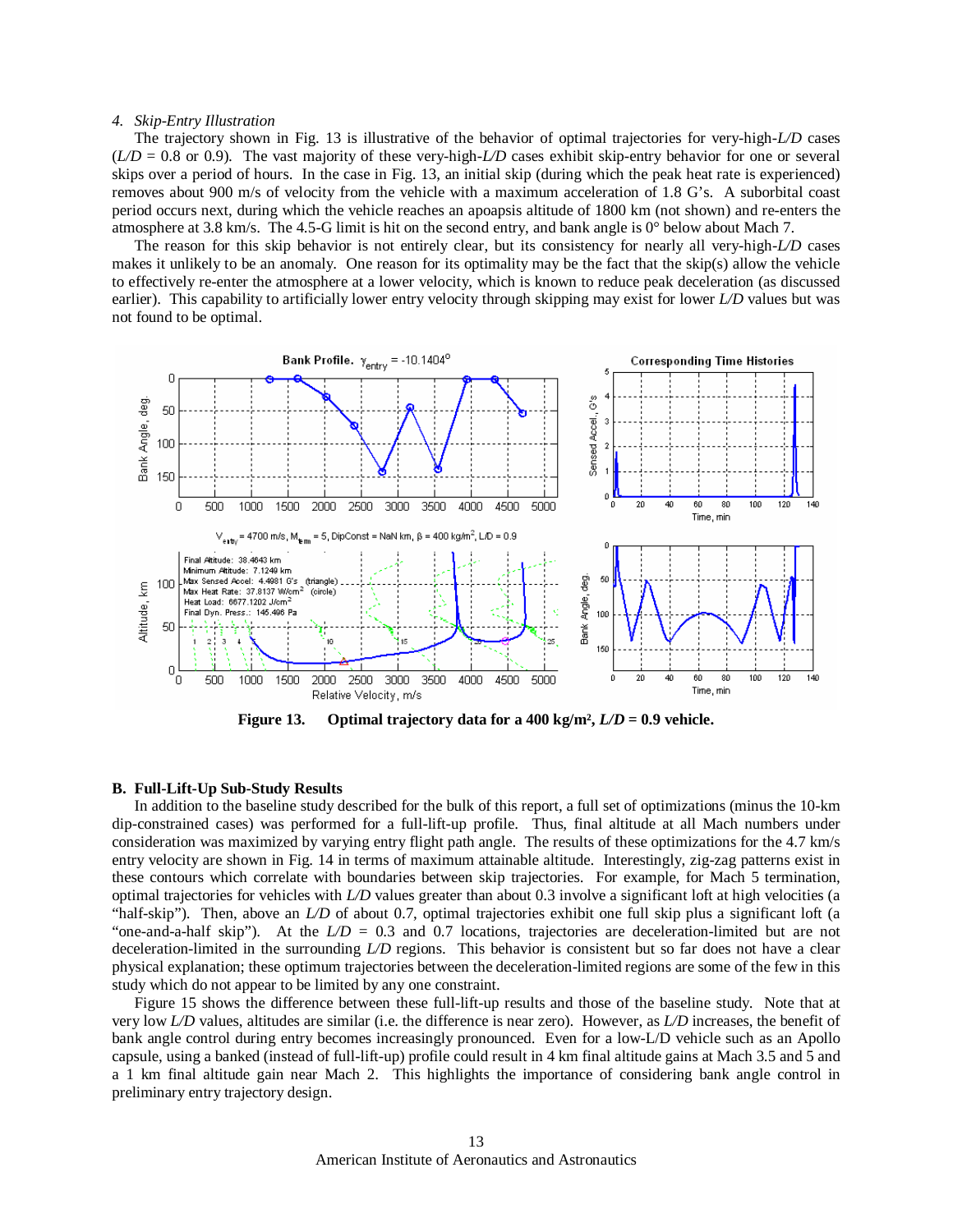### 4. *Skip-Entry Illustration*

The trajectory shown in Fig. 13 is illustrative of the behavior of optimal trajectories for very-high-*L/D* cases (*L/D* = 0.8 or 0.9). The vast majority of these very-high-*L/D* cases exhibit skip-entry behavior for one or several skips over a period of hours. In the case in Fig. 13, an initial skip (during which the peak heat rate is experienced) removes about 900 m/s of velocity from the vehicle with a maximum acceleration of 1.8 G's. A suborbital coast period occurs next, during which the vehicle reaches an apoapsis altitude of 1800 km (not shown) and re-enters the atmosphere at 3.8 km/s. The 4.5-G limit is hit on the second entry, and bank angle is 0° below about Mach 7.

The reason for this skip behavior is not entirely clear, but its consistency for nearly all very-high-*L/D* cases makes it unlikely to be an anomaly. One reason for its optimality may be the fact that the skip(s) allow the vehicle to effectively re-enter the atmosphere at a lower velocity, which is known to reduce peak deceleration (as discussed earlier). This capability to artificially lower entry velocity through skipping may exist for lower *L/D* values but was not found to be optimal.

**Figure 13. Optimal trajectory data for a 400 kg/m², *L/D* = 0.9 vehicle.**

## B. Full-Lift-Up Sub-Study Results

In addition to the baseline study described for the bulk of this report, a full set of optimizations (minus the 10-km dip-constrained cases) was performed for a full-lift-up profile. Thus, final altitude at all Mach numbers under consideration was maximized by varying entry flight path angle. The results of these optimizations for the 4.7 km/s entry velocity are shown in Fig. 14 in terms of maximum attainable altitude. Interestingly, zig-zag patterns exist in these contours which correlate with boundaries between skip trajectories. For example, for Mach 5 termination, optimal trajectories for vehicles with *L/D* values greater than about 0.3 involve a significant loft at high velocities (a "half-skip"). Then, above an *L/D* of about 0.7, optimal trajectories exhibit one full skip plus a significant loft (a "one-and-a-half skip"). At the *L/D* = 0.3 and 0.7 locations, trajectories are deceleration-limited but are not deceleration-limited in the surrounding *L/D* regions. This behavior is consistent but so far does not have a clear physical explanation; these optimum trajectories between the deceleration-limited regions are some of the few in this study which do not appear to be limited by any one constraint.

Figure 15 shows the difference between these full-lift-up results and those of the baseline study. Note that at very low *L/D* values, altitudes are similar (i.e. the difference is near zero). However, as *L/D* increases, the benefit of bank angle control during entry becomes increasingly pronounced. Even for a low-L/D vehicle such as an Apollo capsule, using a banked (instead of full-lift-up) profile could result in 4 km final altitude gains at Mach 3.5 and 5 and a 1 km final altitude gain near Mach 2. This highlights the importance of considering bank angle control in preliminary entry trajectory design.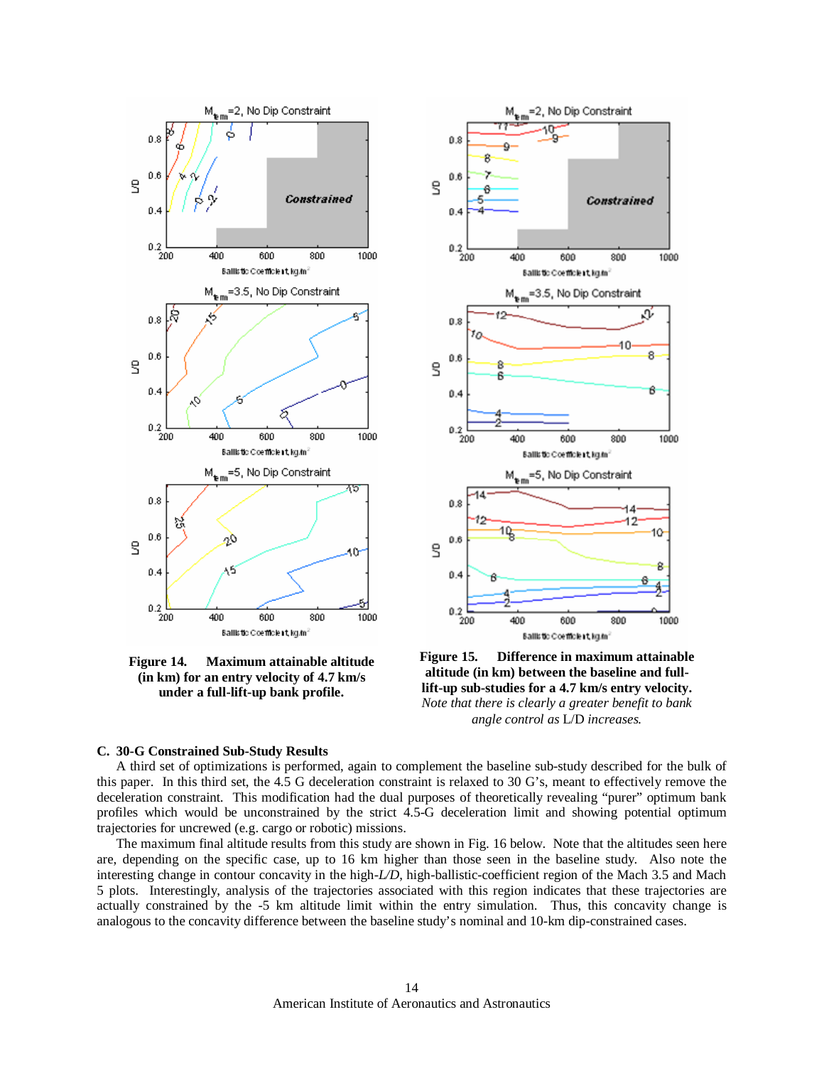**Figure 14. Maximum attainable altitude (in km) for an entry velocity of 4.7 km/s under a full-lift-up bank profile.**

**Figure 15. Difference in maximum attainable altitude (in km) between the baseline and full-lift-up sub-studies for a 4.7 km/s entry velocity.** *Note that there is clearly a greater benefit to bank angle control as* L/D *increases.*

### C. 30-G Constrained Sub-Study Results

A third set of optimizations is performed, again to complement the baseline sub-study described for the bulk of this paper. In this third set, the 4.5 G deceleration constraint is relaxed to 30 G's, meant to effectively remove the deceleration constraint. This modification had the dual purposes of theoretically revealing "purer" optimum bank profiles which would be unconstrained by the strict 4.5-G deceleration limit and showing potential optimum trajectories for uncrewed (e.g. cargo or robotic) missions.

The maximum final altitude results from this study are shown in Fig. 16 below. Note that the altitudes seen here are, depending on the specific case, up to 16 km higher than those seen in the baseline study. Also note the interesting change in contour concavity in the high-*L/D*, high-ballistic-coefficient region of the Mach 3.5 and Mach 5 plots. Interestingly, analysis of the trajectories associated with this region indicates that these trajectories are actually constrained by the -5 km altitude limit within the entry simulation. Thus, this concavity change is analogous to the concavity difference between the baseline study's nominal and 10-km dip-constrained cases.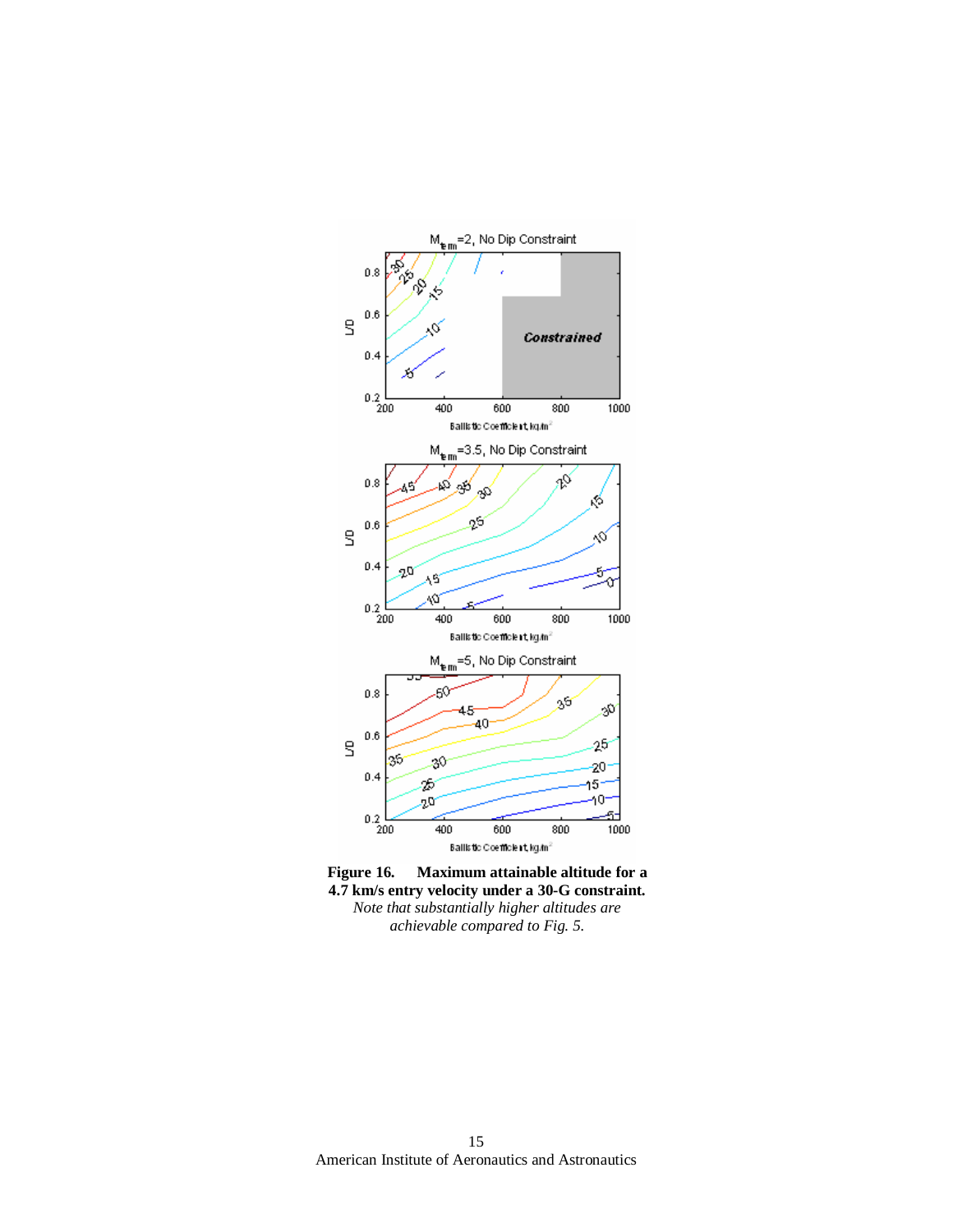**Figure 16. Maximum attainable altitude for a 4.7 km/s entry velocity under a 30-G constraint.**
*Note that substantially higher altitudes are achievable compared to Fig. 5.*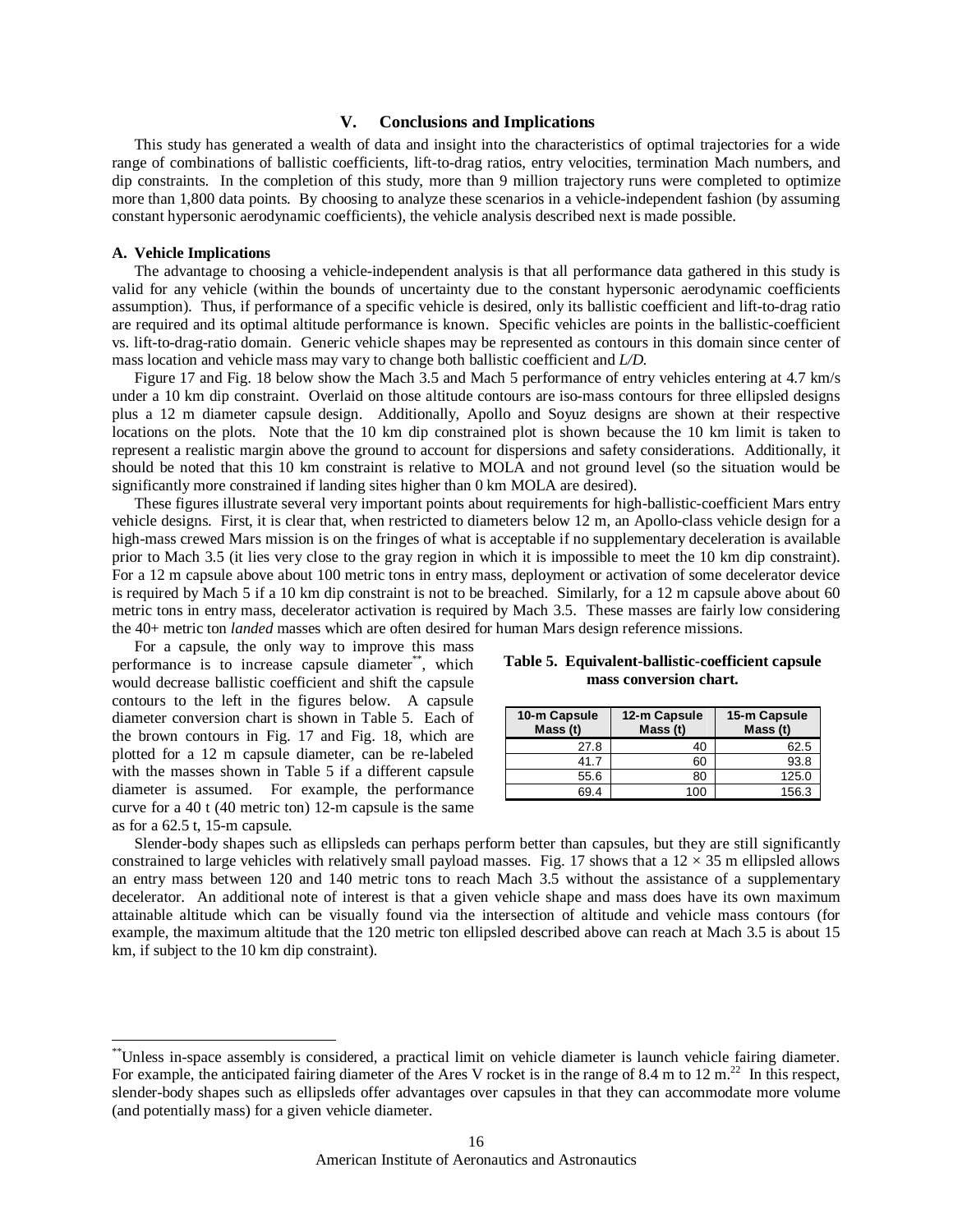## V. Conclusions and Implications

This study has generated a wealth of data and insight into the characteristics of optimal trajectories for a wide range of combinations of ballistic coefficients, lift-to-drag ratios, entry velocities, termination Mach numbers, and dip constraints. In the completion of this study, more than 9 million trajectory runs were completed to optimize more than 1,800 data points. By choosing to analyze these scenarios in a vehicle-independent fashion (by assuming constant hypersonic aerodynamic coefficients), the vehicle analysis described next is made possible.

### A. Vehicle Implications

The advantage to choosing a vehicle-independent analysis is that all performance data gathered in this study is valid for any vehicle (within the bounds of uncertainty due to the constant hypersonic aerodynamic coefficients assumption). Thus, if performance of a specific vehicle is desired, only its ballistic coefficient and lift-to-drag ratio are required and its optimal altitude performance is known. Specific vehicles are points in the ballistic-coefficient vs. lift-to-drag-ratio domain. Generic vehicle shapes may be represented as contours in this domain since center of mass location and vehicle mass may vary to change both ballistic coefficient and *L/D*.

Figure 17 and Fig. 18 below show the Mach 3.5 and Mach 5 performance of entry vehicles entering at 4.7 km/s under a 10 km dip constraint. Overlaid on those altitude contours are iso-mass contours for three ellipsled designs plus a 12 m diameter capsule design. Additionally, Apollo and Soyuz designs are shown at their respective locations on the plots. Note that the 10 km dip constrained plot is shown because the 10 km limit is taken to represent a realistic margin above the ground to account for dispersions and safety considerations. Additionally, it should be noted that this 10 km constraint is relative to MOLA and not ground level (so the situation would be significantly more constrained if landing sites higher than 0 km MOLA are desired).

These figures illustrate several very important points about requirements for high-ballistic-coefficient Mars entry vehicle designs. First, it is clear that, when restricted to diameters below 12 m, an Apollo-class vehicle design for a high-mass crewed Mars mission is on the fringes of what is acceptable if no supplementary deceleration is available prior to Mach 3.5 (it lies very close to the gray region in which it is impossible to meet the 10 km dip constraint). For a 12 m capsule above about 100 metric tons in entry mass, deployment or activation of some decelerator device is required by Mach 5 if a 10 km dip constraint is not to be breached. Similarly, for a 12 m capsule above about 60 metric tons in entry mass, decelerator activation is required by Mach 3.5. These masses are fairly low considering the 40+ metric ton *landed* masses which are often desired for human Mars design reference missions.

For a capsule, the only way to improve this mass performance is to increase capsule diameter[**], which would decrease ballistic coefficient and shift the capsule contours to the left in the figures below. A capsule diameter conversion chart is shown in Table 5. Each of the brown contours in Fig. 17 and Fig. 18, which are plotted for a 12 m capsule diameter, can be re-labeled with the masses shown in Table 5 if a different capsule diameter is assumed. For example, the performance curve for a 40 t (40 metric ton) 12-m capsule is the same as for a 62.5 t, 15-m capsule.

**Table 5. Equivalent-ballistic-coefficient capsule mass conversion chart.**

| 10-m Capsule Mass (t) | 12-m Capsule Mass (t) | 15-m Capsule Mass (t) |
|---|---|---|
| 27.8 | 40 | 62.5 |
| 41.7 | 60 | 93.8 |
| 55.6 | 80 | 125.0 |
| 69.4 | 100 | 156.3 |

Slender-body shapes such as ellipsleds can perhaps perform better than capsules, but they are still significantly constrained to large vehicles with relatively small payload masses. Fig. 17 shows that a 12 × 35 m ellipsled allows an entry mass between 120 and 140 metric tons to reach Mach 3.5 without the assistance of a supplementary decelerator. An additional note of interest is that a given vehicle shape and mass does have its own maximum attainable altitude which can be visually found via the intersection of altitude and vehicle mass contours (for example, the maximum altitude that the 120 metric ton ellipsled described above can reach at Mach 3.5 is about 15 km, if subject to the 10 km dip constraint).

---

[**] Unless in-space assembly is considered, a practical limit on vehicle diameter is launch vehicle fairing diameter. For example, the anticipated fairing diameter of the Ares V rocket is in the range of 8.4 m to 12 m.[22] In this respect, slender-body shapes such as ellipsleds offer advantages over capsules in that they can accommodate more volume (and potentially mass) for a given vehicle diameter.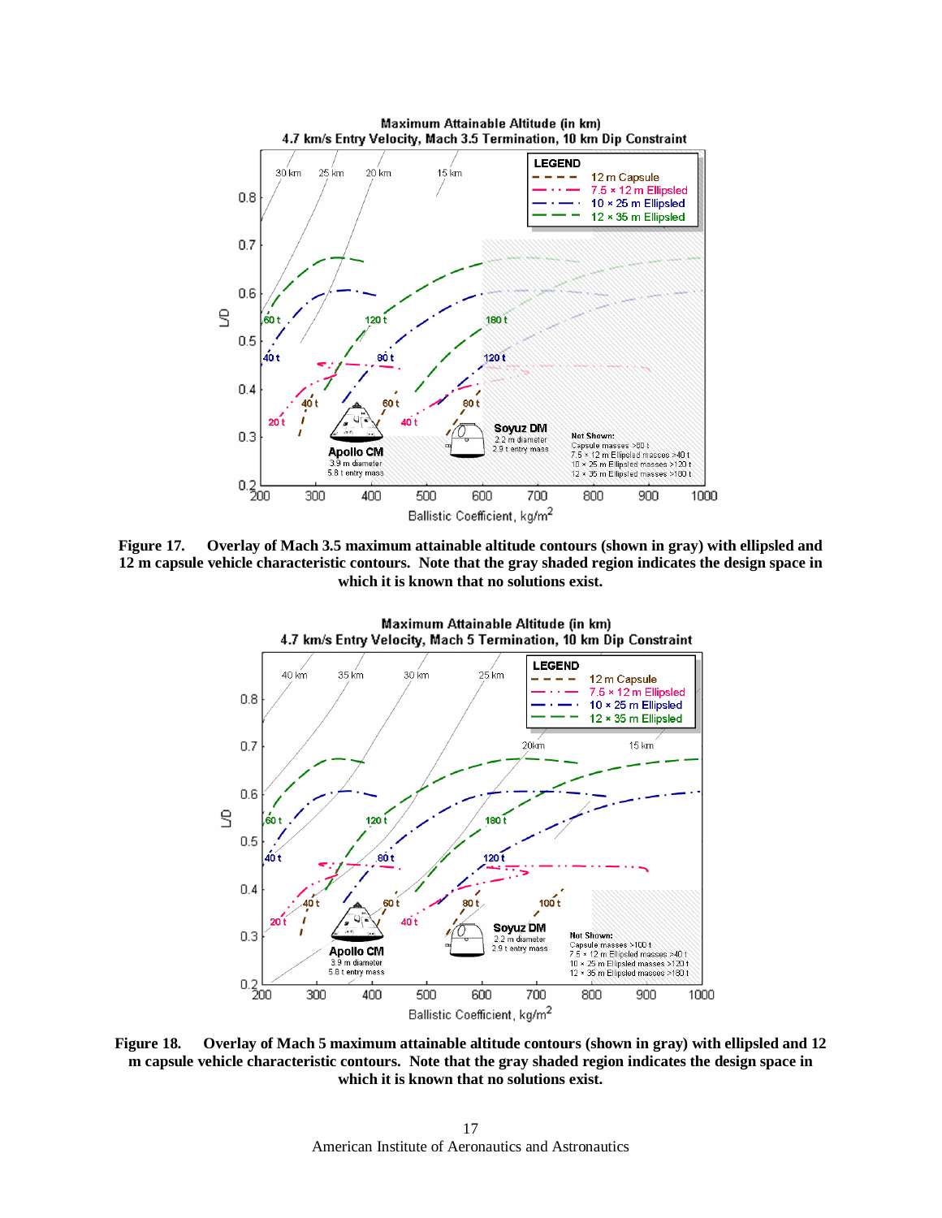**Figure 17. Overlay of Mach 3.5 maximum attainable altitude contours (shown in gray) with ellipsled and 12 m capsule vehicle characteristic contours. Note that the gray shaded region indicates the design space in which it is known that no solutions exist.**

**Figure 18. Overlay of Mach 5 maximum attainable altitude contours (shown in gray) with ellipsled and 12 m capsule vehicle characteristic contours. Note that the gray shaded region indicates the design space in which it is known that no solutions exist.**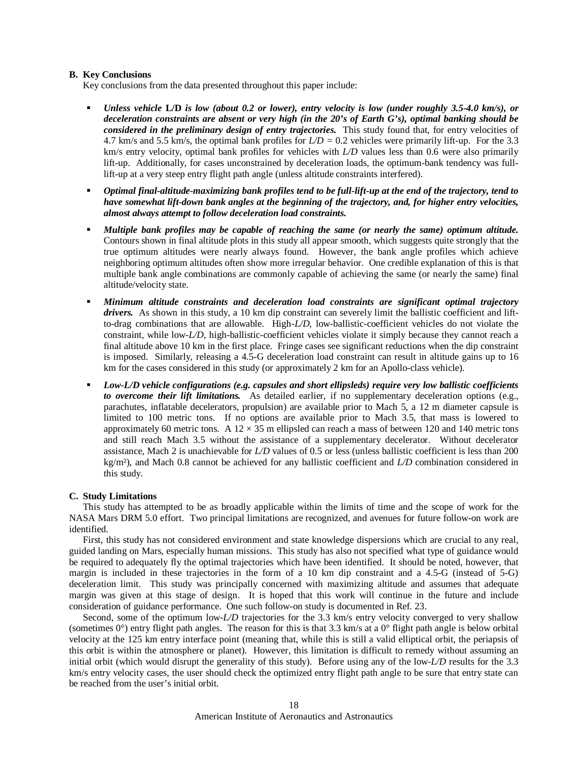### B. Key Conclusions

Key conclusions from the data presented throughout this paper include:

- ***Unless vehicle* L/D *is low (about 0.2 or lower), entry velocity is low (under roughly 3.5-4.0 km/s), or deceleration constraints are absent or very high (in the 20's of Earth G's), optimal banking should be considered in the preliminary design of entry trajectories.*** This study found that, for entry velocities of 4.7 km/s and 5.5 km/s, the optimal bank profiles for $L/D = 0.2$ vehicles were primarily lift-up. For the 3.3 km/s entry velocity, optimal bank profiles for vehicles with $L/D$ values less than 0.6 were also primarily lift-up. Additionally, for cases unconstrained by deceleration loads, the optimum-bank tendency was full-lift-up at a very steep entry flight path angle (unless altitude constraints interfered).
- ***Optimal final-altitude-maximizing bank profiles tend to be full-lift-up at the end of the trajectory, tend to have somewhat lift-down bank angles at the beginning of the trajectory, and, for higher entry velocities, almost always attempt to follow deceleration load constraints.***
- ***Multiple bank profiles may be capable of reaching the same (or nearly the same) optimum altitude.*** Contours shown in final altitude plots in this study all appear smooth, which suggests quite strongly that the true optimum altitudes were nearly always found. However, the bank angle profiles which achieve neighboring optimum altitudes often show more irregular behavior. One credible explanation of this is that multiple bank angle combinations are commonly capable of achieving the same (or nearly the same) final altitude/velocity state.
- ***Minimum altitude constraints and deceleration load constraints are significant optimal trajectory drivers.*** As shown in this study, a 10 km dip constraint can severely limit the ballistic coefficient and lift-to-drag combinations that are allowable. High-$L/D$, low-ballistic-coefficient vehicles do not violate the constraint, while low-$L/D$, high-ballistic-coefficient vehicles violate it simply because they cannot reach a final altitude above 10 km in the first place. Fringe cases see significant reductions when the dip constraint is imposed. Similarly, releasing a 4.5-G deceleration load constraint can result in altitude gains up to 16 km for the cases considered in this study (or approximately 2 km for an Apollo-class vehicle).
- ***Low-L/D vehicle configurations (e.g. capsules and short ellipsleds) require very low ballistic coefficients to overcome their lift limitations.*** As detailed earlier, if no supplementary deceleration options (e.g., parachutes, inflatable decelerators, propulsion) are available prior to Mach 5, a 12 m diameter capsule is limited to 100 metric tons. If no options are available prior to Mach 3.5, that mass is lowered to approximately 60 metric tons. A $12 \times 35$ m ellipsled can reach a mass of between 120 and 140 metric tons and still reach Mach 3.5 without the assistance of a supplementary decelerator. Without decelerator assistance, Mach 2 is unachievable for $L/D$ values of 0.5 or less (unless ballistic coefficient is less than 200 kg/m²), and Mach 0.8 cannot be achieved for any ballistic coefficient and $L/D$ combination considered in this study.

### C. Study Limitations

This study has attempted to be as broadly applicable within the limits of time and the scope of work for the NASA Mars DRM 5.0 effort. Two principal limitations are recognized, and avenues for future follow-on work are identified.

First, this study has not considered environment and state knowledge dispersions which are crucial to any real, guided landing on Mars, especially human missions. This study has also not specified what type of guidance would be required to adequately fly the optimal trajectories which have been identified. It should be noted, however, that margin is included in these trajectories in the form of a 10 km dip constraint and a 4.5-G (instead of 5-G) deceleration limit. This study was principally concerned with maximizing altitude and assumes that adequate margin was given at this stage of design. It is hoped that this work will continue in the future and include consideration of guidance performance. One such follow-on study is documented in Ref. 23.

Second, some of the optimum low-$L/D$ trajectories for the 3.3 km/s entry velocity converged to very shallow (sometimes 0°) entry flight path angles. The reason for this is that 3.3 km/s at a 0° flight path angle is below orbital velocity at the 125 km entry interface point (meaning that, while this is still a valid elliptical orbit, the periapsis of this orbit is within the atmosphere or planet). However, this limitation is difficult to remedy without assuming an initial orbit (which would disrupt the generality of this study). Before using any of the low-$L/D$ results for the 3.3 km/s entry velocity cases, the user should check the optimized entry flight path angle to be sure that entry state can be reached from the user's initial orbit.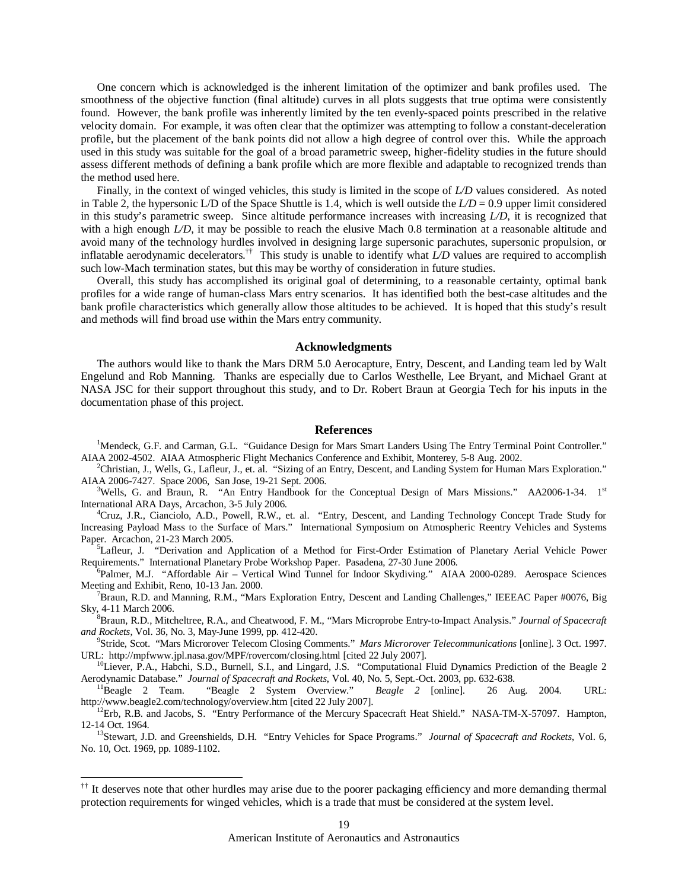One concern which is acknowledged is the inherent limitation of the optimizer and bank profiles used. The smoothness of the objective function (final altitude) curves in all plots suggests that true optima were consistently found. However, the bank profile was inherently limited by the ten evenly-spaced points prescribed in the relative velocity domain. For example, it was often clear that the optimizer was attempting to follow a constant-deceleration profile, but the placement of the bank points did not allow a high degree of control over this. While the approach used in this study was suitable for the goal of a broad parametric sweep, higher-fidelity studies in the future should assess different methods of defining a bank profile which are more flexible and adaptable to recognized trends than the method used here.

Finally, in the context of winged vehicles, this study is limited in the scope of *L/D* values considered. As noted in Table 2, the hypersonic L/D of the Space Shuttle is 1.4, which is well outside the *L/D* = 0.9 upper limit considered in this study's parametric sweep. Since altitude performance increases with increasing *L/D*, it is recognized that with a high enough *L/D*, it may be possible to reach the elusive Mach 0.8 termination at a reasonable altitude and avoid many of the technology hurdles involved in designing large supersonic parachutes, supersonic propulsion, or inflatable aerodynamic decelerators.[††] This study is unable to identify what *L/D* values are required to accomplish such low-Mach termination states, but this may be worthy of consideration in future studies.

Overall, this study has accomplished its original goal of determining, to a reasonable certainty, optimal bank profiles for a wide range of human-class Mars entry scenarios. It has identified both the best-case altitudes and the bank profile characteristics which generally allow those altitudes to be achieved. It is hoped that this study's result and methods will find broad use within the Mars entry community.

## Acknowledgments

The authors would like to thank the Mars DRM 5.0 Aerocapture, Entry, Descent, and Landing team led by Walt Engelund and Rob Manning. Thanks are especially due to Carlos Westhelle, Lee Bryant, and Michael Grant at NASA JSC for their support throughout this study, and to Dr. Robert Braun at Georgia Tech for his inputs in the documentation phase of this project.

## References

[1]Mendeck, G.F. and Carman, G.L. "Guidance Design for Mars Smart Landers Using The Entry Terminal Point Controller." AIAA 2002-4502. AIAA Atmospheric Flight Mechanics Conference and Exhibit, Monterey, 5-8 Aug. 2002.

[2]Christian, J., Wells, G., Lafleur, J., et. al. "Sizing of an Entry, Descent, and Landing System for Human Mars Exploration." AIAA 2006-7427. Space 2006, San Jose, 19-21 Sept. 2006.

[3]Wells, G. and Braun, R. "An Entry Handbook for the Conceptual Design of Mars Missions." AA2006-1-34. 1st International ARA Days, Arcachon, 3-5 July 2006.

[4]Cruz, J.R., Cianciolo, A.D., Powell, R.W., et. al. "Entry, Descent, and Landing Technology Concept Trade Study for Increasing Payload Mass to the Surface of Mars." International Symposium on Atmospheric Reentry Vehicles and Systems Paper. Arcachon, 21-23 March 2005.

[5]Lafleur, J. "Derivation and Application of a Method for First-Order Estimation of Planetary Aerial Vehicle Power Requirements." International Planetary Probe Workshop Paper. Pasadena, 27-30 June 2006.

[6]Palmer, M.J. "Affordable Air – Vertical Wind Tunnel for Indoor Skydiving." AIAA 2000-0289. Aerospace Sciences Meeting and Exhibit, Reno, 10-13 Jan. 2000.

[7]Braun, R.D. and Manning, R.M., "Mars Exploration Entry, Descent and Landing Challenges," IEEEAC Paper #0076, Big Sky, 4-11 March 2006.

[8]Braun, R.D., Mitcheltree, R.A., and Cheatwood, F. M., "Mars Microprobe Entry-to-Impact Analysis." *Journal of Spacecraft and Rockets*, Vol. 36, No. 3, May-June 1999, pp. 412-420.

[9]Stride, Scot. "Mars Microrover Telecom Closing Comments." *Mars Microrover Telecommunications* [online]. 3 Oct. 1997. URL: http://mpfwww.jpl.nasa.gov/MPF/rovercom/closing.html [cited 22 July 2007].

[10]Liever, P.A., Habchi, S.D., Burnell, S.I., and Lingard, J.S. "Computational Fluid Dynamics Prediction of the Beagle 2 Aerodynamic Database." *Journal of Spacecraft and Rockets*, Vol. 40, No. 5, Sept.-Oct. 2003, pp. 632-638.

[11]Beagle 2 Team. "Beagle 2 System Overview." *Beagle 2* [online]. 26 Aug. 2004. URL: http://www.beagle2.com/technology/overview.htm [cited 22 July 2007].

[12]Erb, R.B. and Jacobs, S. "Entry Performance of the Mercury Spacecraft Heat Shield." NASA-TM-X-57097. Hampton, 12-14 Oct. 1964.

[13]Stewart, J.D. and Greenshields, D.H. "Entry Vehicles for Space Programs." *Journal of Spacecraft and Rockets*, Vol. 6, No. 10, Oct. 1969, pp. 1089-1102.

---

[††] It deserves note that other hurdles may arise due to the poorer packaging efficiency and more demanding thermal protection requirements for winged vehicles, which is a trade that must be considered at the system level.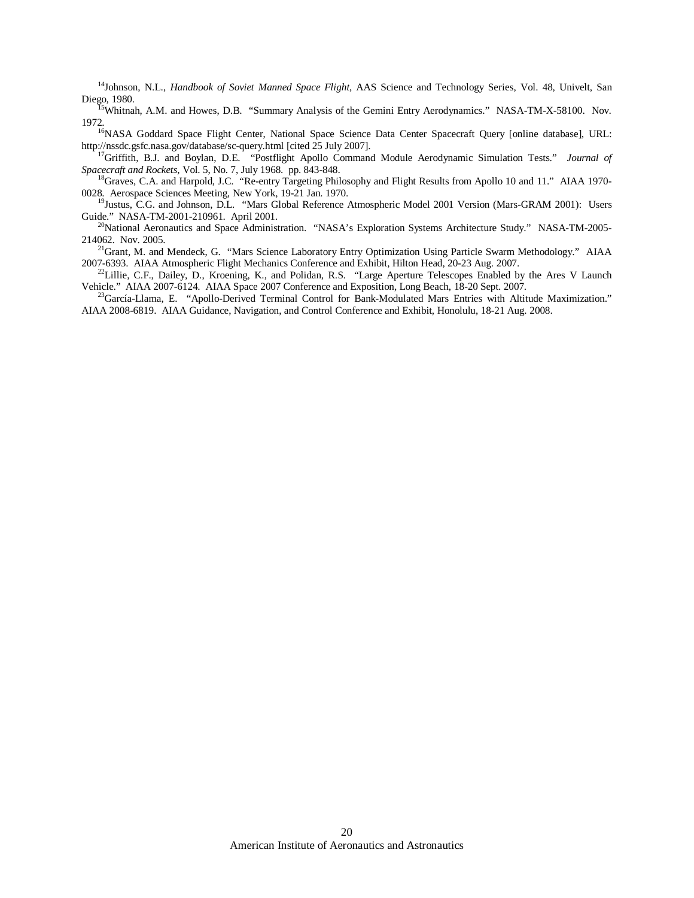[14]Johnson, N.L., *Handbook of Soviet Manned Space Flight*, AAS Science and Technology Series, Vol. 48, Univelt, San Diego, 1980.

[15]Whitnah, A.M. and Howes, D.B. "Summary Analysis of the Gemini Entry Aerodynamics." NASA-TM-X-58100. Nov. 1972.

[16]NASA Goddard Space Flight Center, National Space Science Data Center Spacecraft Query [online database], URL: http://nssdc.gsfc.nasa.gov/database/sc-query.html [cited 25 July 2007].

[17]Griffith, B.J. and Boylan, D.E. "Postflight Apollo Command Module Aerodynamic Simulation Tests." *Journal of Spacecraft and Rockets*, Vol. 5, No. 7, July 1968. pp. 843-848.

[18]Graves, C.A. and Harpold, J.C. "Re-entry Targeting Philosophy and Flight Results from Apollo 10 and 11." AIAA 1970-0028. Aerospace Sciences Meeting, New York, 19-21 Jan. 1970.

[19]Justus, C.G. and Johnson, D.L. "Mars Global Reference Atmospheric Model 2001 Version (Mars-GRAM 2001): Users Guide." NASA-TM-2001-210961. April 2001.

[20]National Aeronautics and Space Administration. "NASA's Exploration Systems Architecture Study." NASA-TM-2005-214062. Nov. 2005.

[21]Grant, M. and Mendeck, G. "Mars Science Laboratory Entry Optimization Using Particle Swarm Methodology." AIAA 2007-6393. AIAA Atmospheric Flight Mechanics Conference and Exhibit, Hilton Head, 20-23 Aug. 2007.

[22]Lillie, C.F., Dailey, D., Kroening, K., and Polidan, R.S. "Large Aperture Telescopes Enabled by the Ares V Launch Vehicle." AIAA 2007-6124. AIAA Space 2007 Conference and Exposition, Long Beach, 18-20 Sept. 2007.

[23]García-Llama, E. "Apollo-Derived Terminal Control for Bank-Modulated Mars Entries with Altitude Maximization." AIAA 2008-6819. AIAA Guidance, Navigation, and Control Conference and Exhibit, Honolulu, 18-21 Aug. 2008.